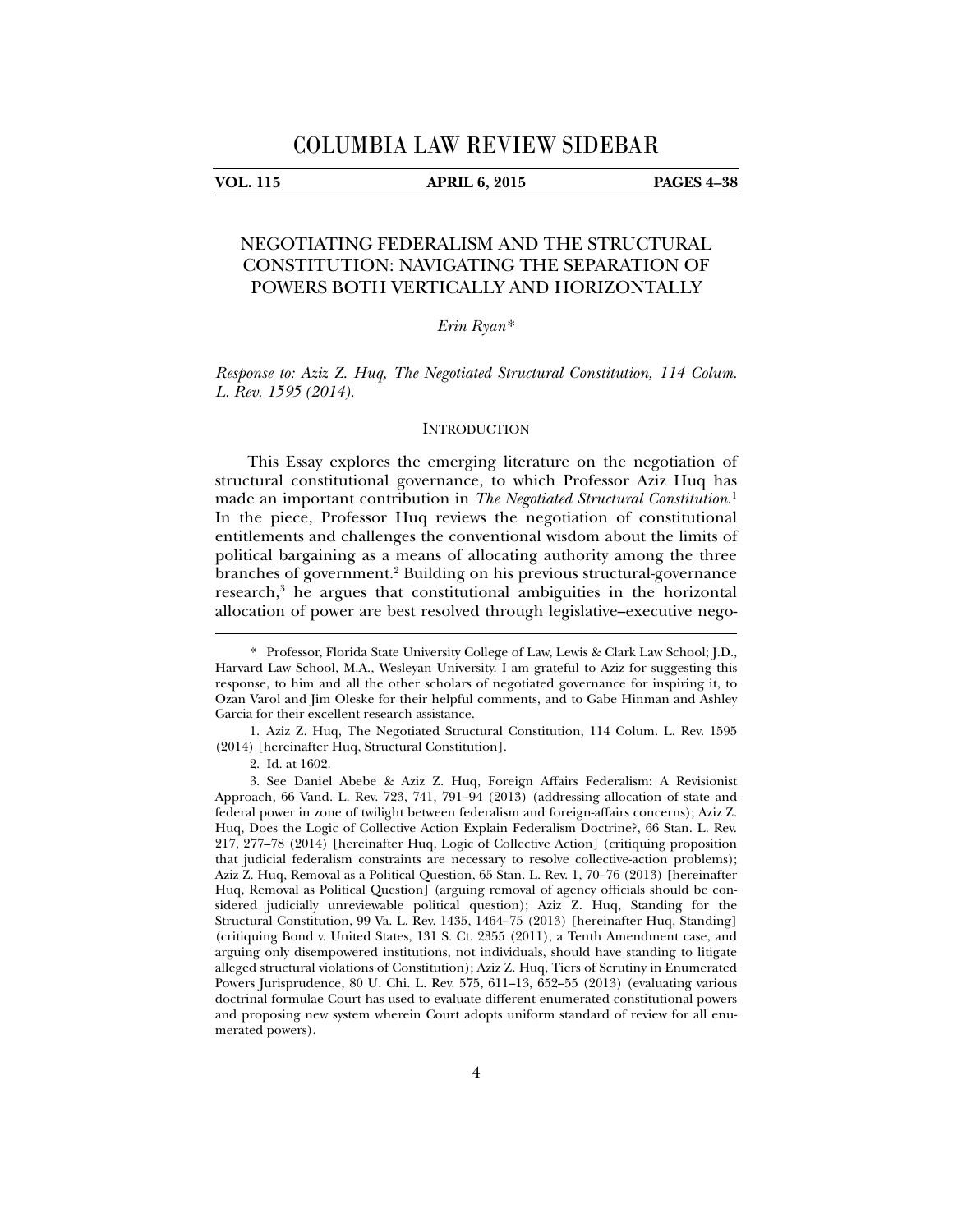# COLUMBIA LAW REVIEW SIDEBAR

## NEGOTIATING FEDERALISM AND THE STRUCTURAL CONSTITUTION: NAVIGATING THE SEPARATION OF POWERS BOTH VERTICALLY AND HORIZONTALLY

*Erin Ryan\**

*Response to: Aziz Z. Huq, The Negotiated Structural Constitution, 114 Colum. L. Rev. 1595 (2014).*

### INTRODUCTION

This Essay explores the emerging literature on the negotiation of structural constitutional governance, to which Professor Aziz Huq has made an important contribution in *The Negotiated Structural Constitution.*[1] In the piece, Professor Huq reviews the negotiation of constitutional entitlements and challenges the conventional wisdom about the limits of political bargaining as a means of allocating authority among the three branches of government.[2] Building on his previous structural-governance research,[3] he argues that constitutional ambiguities in the horizontal allocation of power are best resolved through legislative–executive nego-

---

\* Professor, Florida State University College of Law, Lewis & Clark Law School; J.D., Harvard Law School, M.A., Wesleyan University. I am grateful to Aziz for suggesting this response, to him and all the other scholars of negotiated governance for inspiring it, to Ozan Varol and Jim Oleske for their helpful comments, and to Gabe Hinman and Ashley Garcia for their excellent research assistance.

1. Aziz Z. Huq, The Negotiated Structural Constitution, 114 Colum. L. Rev. 1595 (2014) [hereinafter Huq, Structural Constitution].

2. Id. at 1602.

3. See Daniel Abebe & Aziz Z. Huq, Foreign Affairs Federalism: A Revisionist Approach, 66 Vand. L. Rev. 723, 741, 791–94 (2013) (addressing allocation of state and federal power in zone of twilight between federalism and foreign-affairs concerns); Aziz Z. Huq, Does the Logic of Collective Action Explain Federalism Doctrine?, 66 Stan. L. Rev. 217, 277–78 (2014) [hereinafter Huq, Logic of Collective Action] (critiquing proposition that judicial federalism constraints are necessary to resolve collective-action problems); Aziz Z. Huq, Removal as a Political Question, 65 Stan. L. Rev. 1, 70–76 (2013) [hereinafter Huq, Removal as Political Question] (arguing removal of agency officials should be considered judicially unreviewable political question); Aziz Z. Huq, Standing for the Structural Constitution, 99 Va. L. Rev. 1435, 1464–75 (2013) [hereinafter Huq, Standing] (critiquing Bond v. United States, 131 S. Ct. 2355 (2011), a Tenth Amendment case, and arguing only disempowered institutions, not individuals, should have standing to litigate alleged structural violations of Constitution); Aziz Z. Huq, Tiers of Scrutiny in Enumerated Powers Jurisprudence, 80 U. Chi. L. Rev. 575, 611–13, 652–55 (2013) (evaluating various doctrinal formulae Court has used to evaluate different enumerated constitutional powers and proposing new system wherein Court adopts uniform standard of review for all enumerated powers).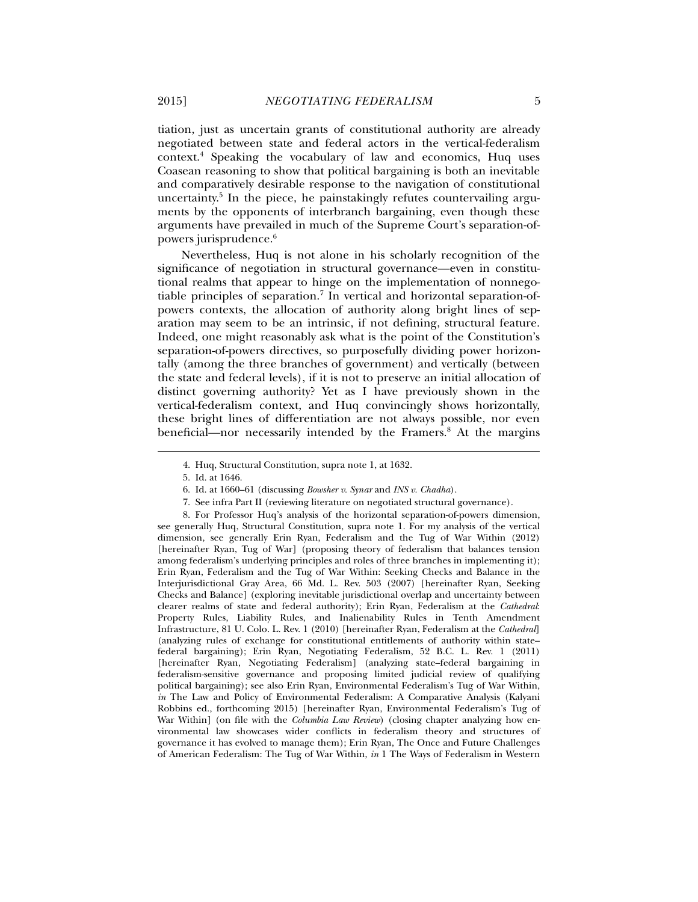tiation, just as uncertain grants of constitutional authority are already negotiated between state and federal actors in the vertical-federalism context.[4] Speaking the vocabulary of law and economics, Huq uses Coasean reasoning to show that political bargaining is both an inevitable and comparatively desirable response to the navigation of constitutional uncertainty.[5] In the piece, he painstakingly refutes countervailing arguments by the opponents of interbranch bargaining, even though these arguments have prevailed in much of the Supreme Court's separation-of-powers jurisprudence.[6]

Nevertheless, Huq is not alone in his scholarly recognition of the significance of negotiation in structural governance—even in constitutional realms that appear to hinge on the implementation of nonnegotiable principles of separation.[7] In vertical and horizontal separation-of-powers contexts, the allocation of authority along bright lines of separation may seem to be an intrinsic, if not defining, structural feature. Indeed, one might reasonably ask what is the point of the Constitution's separation-of-powers directives, so purposefully dividing power horizontally (among the three branches of government) and vertically (between the state and federal levels), if it is not to preserve an initial allocation of distinct governing authority? Yet as I have previously shown in the vertical-federalism context, and Huq convincingly shows horizontally, these bright lines of differentiation are not always possible, nor even beneficial—nor necessarily intended by the Framers.[8] At the margins

4. Huq, Structural Constitution, supra note 1, at 1632.

5. Id. at 1646.

6. Id. at 1660–61 (discussing *Bowsher v. Synar* and *INS v. Chadha*).

7. See infra Part II (reviewing literature on negotiated structural governance).

8. For Professor Huq's analysis of the horizontal separation-of-powers dimension, see generally Huq, Structural Constitution, supra note 1. For my analysis of the vertical dimension, see generally Erin Ryan, Federalism and the Tug of War Within (2012) [hereinafter Ryan, Tug of War] (proposing theory of federalism that balances tension among federalism's underlying principles and roles of three branches in implementing it); Erin Ryan, Federalism and the Tug of War Within: Seeking Checks and Balance in the Interjurisdictional Gray Area, 66 Md. L. Rev. 503 (2007) [hereinafter Ryan, Seeking Checks and Balance] (exploring inevitable jurisdictional overlap and uncertainty between clearer realms of state and federal authority); Erin Ryan, Federalism at the *Cathedral*: Property Rules, Liability Rules, and Inalienability Rules in Tenth Amendment Infrastructure, 81 U. Colo. L. Rev. 1 (2010) [hereinafter Ryan, Federalism at the *Cathedral*] (analyzing rules of exchange for constitutional entitlements of authority within state–federal bargaining); Erin Ryan, Negotiating Federalism, 52 B.C. L. Rev. 1 (2011) [hereinafter Ryan, Negotiating Federalism] (analyzing state–federal bargaining in federalism-sensitive governance and proposing limited judicial review of qualifying political bargaining); see also Erin Ryan, Environmental Federalism's Tug of War Within, *in* The Law and Policy of Environmental Federalism: A Comparative Analysis (Kalyani Robbins ed., forthcoming 2015) [hereinafter Ryan, Environmental Federalism's Tug of War Within] (on file with the *Columbia Law Review*) (closing chapter analyzing how environmental law showcases wider conflicts in federalism theory and structures of governance it has evolved to manage them); Erin Ryan, The Once and Future Challenges of American Federalism: The Tug of War Within, *in* 1 The Ways of Federalism in Western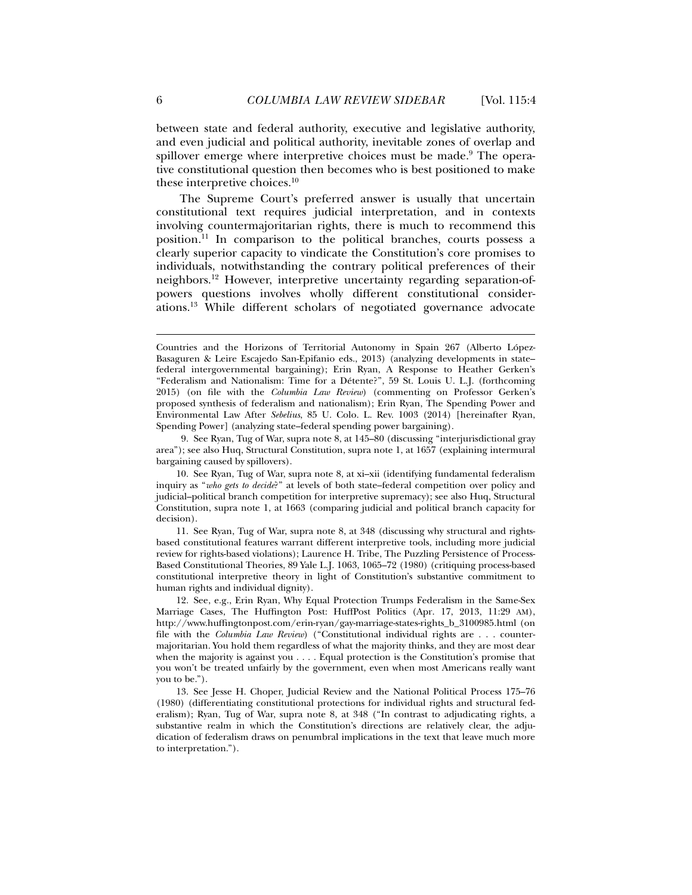between state and federal authority, executive and legislative authority, and even judicial and political authority, inevitable zones of overlap and spillover emerge where interpretive choices must be made.[9] The operative constitutional question then becomes who is best positioned to make these interpretive choices.[10]

The Supreme Court's preferred answer is usually that uncertain constitutional text requires judicial interpretation, and in contexts involving countermajoritarian rights, there is much to recommend this position.[11] In comparison to the political branches, courts possess a clearly superior capacity to vindicate the Constitution's core promises to individuals, notwithstanding the contrary political preferences of their neighbors.[12] However, interpretive uncertainty regarding separation-of-powers questions involves wholly different constitutional considerations.[13] While different scholars of negotiated governance advocate

---

Countries and the Horizons of Territorial Autonomy in Spain 267 (Alberto López-Basaguren & Leire Escajedo San-Epifanio eds., 2013) (analyzing developments in state–federal intergovernmental bargaining); Erin Ryan, A Response to Heather Gerken's "Federalism and Nationalism: Time for a Détente?", 59 St. Louis U. L.J. (forthcoming 2015) (on file with the *Columbia Law Review*) (commenting on Professor Gerken's proposed synthesis of federalism and nationalism); Erin Ryan, The Spending Power and Environmental Law After *Sebelius*, 85 U. Colo. L. Rev. 1003 (2014) [hereinafter Ryan, Spending Power] (analyzing state–federal spending power bargaining).

9. See Ryan, Tug of War, supra note 8, at 145–80 (discussing "interjurisdictional gray area"); see also Huq, Structural Constitution, supra note 1, at 1657 (explaining intermural bargaining caused by spillovers).

10. See Ryan, Tug of War, supra note 8, at xi–xii (identifying fundamental federalism inquiry as "*who gets to decide?*" at levels of both state–federal competition over policy and judicial–political branch competition for interpretive supremacy); see also Huq, Structural Constitution, supra note 1, at 1663 (comparing judicial and political branch capacity for decision).

11. See Ryan, Tug of War, supra note 8, at 348 (discussing why structural and rights-based constitutional features warrant different interpretive tools, including more judicial review for rights-based violations); Laurence H. Tribe, The Puzzling Persistence of Process-Based Constitutional Theories, 89 Yale L.J. 1063, 1065–72 (1980) (critiquing process-based constitutional interpretive theory in light of Constitution's substantive commitment to human rights and individual dignity).

12. See, e.g., Erin Ryan, Why Equal Protection Trumps Federalism in the Same-Sex Marriage Cases, The Huffington Post: HuffPost Politics (Apr. 17, 2013, 11:29 AM), http://www.huffingtonpost.com/erin-ryan/gay-marriage-states-rights_b_3100985.html (on file with the *Columbia Law Review*) ("Constitutional individual rights are . . . countermajoritarian. You hold them regardless of what the majority thinks, and they are most dear when the majority is against you . . . . Equal protection is the Constitution's promise that you won't be treated unfairly by the government, even when most Americans really want you to be.").

13. See Jesse H. Choper, Judicial Review and the National Political Process 175–76 (1980) (differentiating constitutional protections for individual rights and structural federalism); Ryan, Tug of War, supra note 8, at 348 ("In contrast to adjudicating rights, a substantive realm in which the Constitution's directions are relatively clear, the adjudication of federalism draws on penumbral implications in the text that leave much more to interpretation.").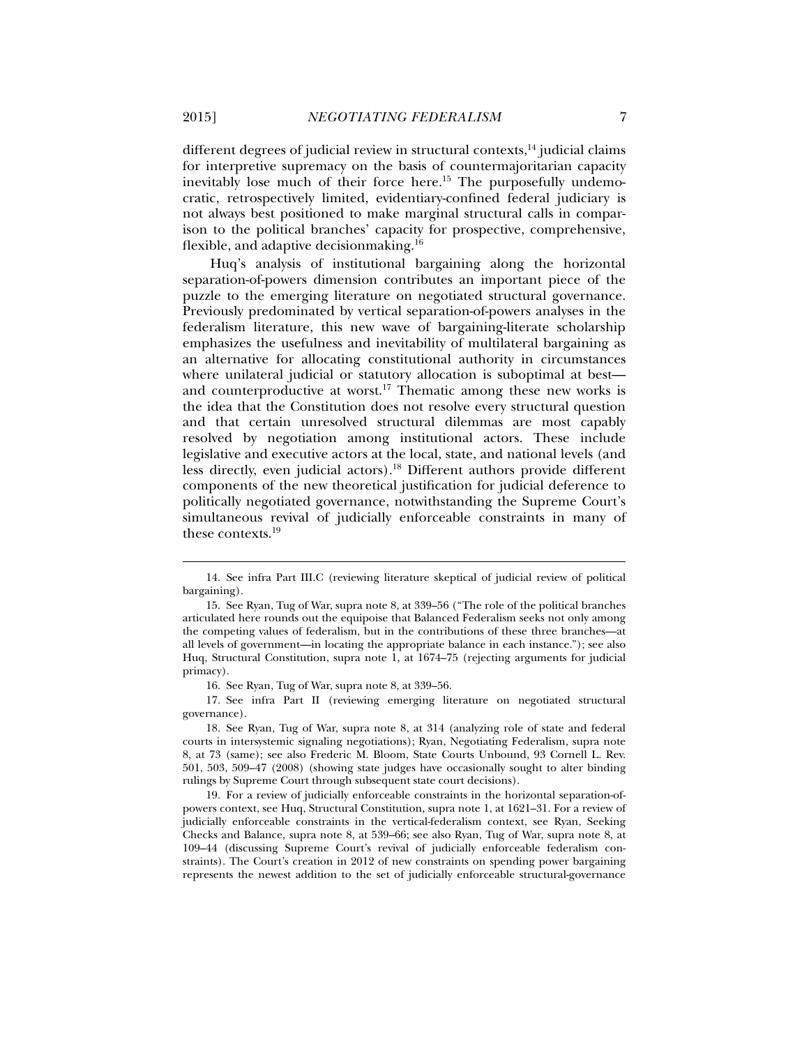different degrees of judicial review in structural contexts,[14] judicial claims for interpretive supremacy on the basis of countermajoritarian capacity inevitably lose much of their force here.[15] The purposefully undemocratic, retrospectively limited, evidentiary-confined federal judiciary is not always best positioned to make marginal structural calls in comparison to the political branches' capacity for prospective, comprehensive, flexible, and adaptive decisionmaking.[16]

Huq's analysis of institutional bargaining along the horizontal separation-of-powers dimension contributes an important piece of the puzzle to the emerging literature on negotiated structural governance. Previously predominated by vertical separation-of-powers analyses in the federalism literature, this new wave of bargaining-literate scholarship emphasizes the usefulness and inevitability of multilateral bargaining as an alternative for allocating constitutional authority in circumstances where unilateral judicial or statutory allocation is suboptimal at best—and counterproductive at worst.[17] Thematic among these new works is the idea that the Constitution does not resolve every structural question and that certain unresolved structural dilemmas are most capably resolved by negotiation among institutional actors. These include legislative and executive actors at the local, state, and national levels (and less directly, even judicial actors).[18] Different authors provide different components of the new theoretical justification for judicial deference to politically negotiated governance, notwithstanding the Supreme Court's simultaneous revival of judicially enforceable constraints in many of these contexts.[19]

---

14. See infra Part III.C (reviewing literature skeptical of judicial review of political bargaining).

15. See Ryan, Tug of War, supra note 8, at 339–56 ("The role of the political branches articulated here rounds out the equipoise that Balanced Federalism seeks not only among the competing values of federalism, but in the contributions of these three branches—at all levels of government—in locating the appropriate balance in each instance."); see also Huq, Structural Constitution, supra note 1, at 1674–75 (rejecting arguments for judicial primacy).

16. See Ryan, Tug of War, supra note 8, at 339–56.

17. See infra Part II (reviewing emerging literature on negotiated structural governance).

18. See Ryan, Tug of War, supra note 8, at 314 (analyzing role of state and federal courts in intersystemic signaling negotiations); Ryan, Negotiating Federalism, supra note 8, at 73 (same); see also Frederic M. Bloom, State Courts Unbound, 93 Cornell L. Rev. 501, 503, 509–47 (2008) (showing state judges have occasionally sought to alter binding rulings by Supreme Court through subsequent state court decisions).

19. For a review of judicially enforceable constraints in the horizontal separation-of-powers context, see Huq, Structural Constitution, supra note 1, at 1621–31. For a review of judicially enforceable constraints in the vertical-federalism context, see Ryan, Seeking Checks and Balance, supra note 8, at 539–66; see also Ryan, Tug of War, supra note 8, at 109–44 (discussing Supreme Court's revival of judicially enforceable federalism constraints). The Court's creation in 2012 of new constraints on spending power bargaining represents the newest addition to the set of judicially enforceable structural-governance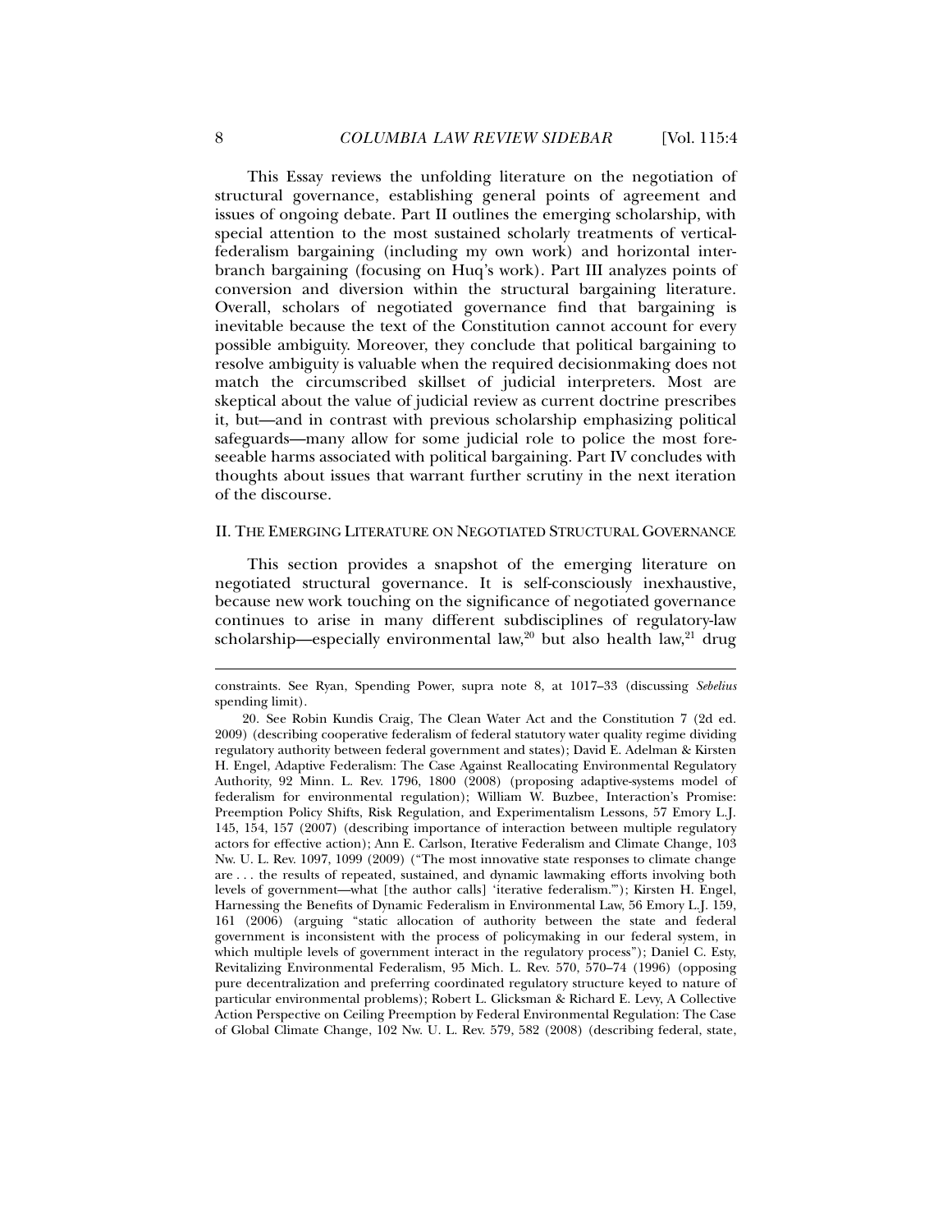This Essay reviews the unfolding literature on the negotiation of structural governance, establishing general points of agreement and issues of ongoing debate. Part II outlines the emerging scholarship, with special attention to the most sustained scholarly treatments of vertical-federalism bargaining (including my own work) and horizontal inter-branch bargaining (focusing on Huq's work). Part III analyzes points of conversion and diversion within the structural bargaining literature. Overall, scholars of negotiated governance find that bargaining is inevitable because the text of the Constitution cannot account for every possible ambiguity. Moreover, they conclude that political bargaining to resolve ambiguity is valuable when the required decisionmaking does not match the circumscribed skillset of judicial interpreters. Most are skeptical about the value of judicial review as current doctrine prescribes it, but—and in contrast with previous scholarship emphasizing political safeguards—many allow for some judicial role to police the most foreseeable harms associated with political bargaining. Part IV concludes with thoughts about issues that warrant further scrutiny in the next iteration of the discourse.

## II. THE EMERGING LITERATURE ON NEGOTIATED STRUCTURAL GOVERNANCE

This section provides a snapshot of the emerging literature on negotiated structural governance. It is self-consciously inexhaustive, because new work touching on the significance of negotiated governance continues to arise in many different subdisciplines of regulatory-law scholarship—especially environmental law,[20] but also health law,[21] drug

---

constraints. See Ryan, Spending Power, supra note 8, at 1017–33 (discussing *Sebelius* spending limit).

20. See Robin Kundis Craig, The Clean Water Act and the Constitution 7 (2d ed. 2009) (describing cooperative federalism of federal statutory water quality regime dividing regulatory authority between federal government and states); David E. Adelman & Kirsten H. Engel, Adaptive Federalism: The Case Against Reallocating Environmental Regulatory Authority, 92 Minn. L. Rev. 1796, 1800 (2008) (proposing adaptive-systems model of federalism for environmental regulation); William W. Buzbee, Interaction's Promise: Preemption Policy Shifts, Risk Regulation, and Experimentalism Lessons, 57 Emory L.J. 145, 154, 157 (2007) (describing importance of interaction between multiple regulatory actors for effective action); Ann E. Carlson, Iterative Federalism and Climate Change, 103 Nw. U. L. Rev. 1097, 1099 (2009) ("The most innovative state responses to climate change are . . . the results of repeated, sustained, and dynamic lawmaking efforts involving both levels of government—what [the author calls] 'iterative federalism.'"); Kirsten H. Engel, Harnessing the Benefits of Dynamic Federalism in Environmental Law, 56 Emory L.J. 159, 161 (2006) (arguing "static allocation of authority between the state and federal government is inconsistent with the process of policymaking in our federal system, in which multiple levels of government interact in the regulatory process"); Daniel C. Esty, Revitalizing Environmental Federalism, 95 Mich. L. Rev. 570, 570–74 (1996) (opposing pure decentralization and preferring coordinated regulatory structure keyed to nature of particular environmental problems); Robert L. Glicksman & Richard E. Levy, A Collective Action Perspective on Ceiling Preemption by Federal Environmental Regulation: The Case of Global Climate Change, 102 Nw. U. L. Rev. 579, 582 (2008) (describing federal, state,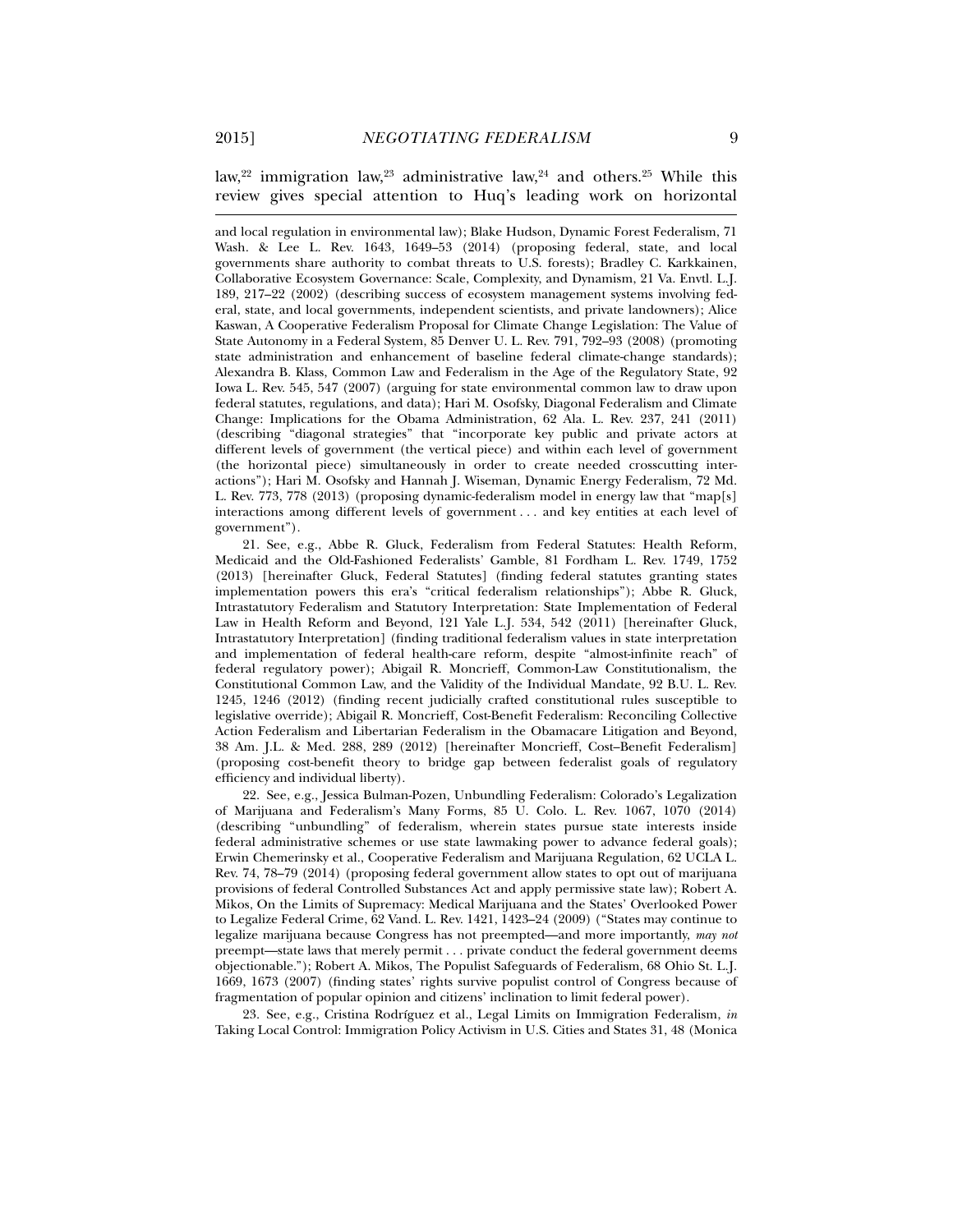law,[22] immigration law,[23] administrative law,[24] and others.[25] While this review gives special attention to Huq's leading work on horizontal

---

and local regulation in environmental law); Blake Hudson, Dynamic Forest Federalism, 71 Wash. & Lee L. Rev. 1643, 1649–53 (2014) (proposing federal, state, and local governments share authority to combat threats to U.S. forests); Bradley C. Karkkainen, Collaborative Ecosystem Governance: Scale, Complexity, and Dynamism, 21 Va. Envtl. L.J. 189, 217–22 (2002) (describing success of ecosystem management systems involving federal, state, and local governments, independent scientists, and private landowners); Alice Kaswan, A Cooperative Federalism Proposal for Climate Change Legislation: The Value of State Autonomy in a Federal System, 85 Denver U. L. Rev. 791, 792–93 (2008) (promoting state administration and enhancement of baseline federal climate-change standards); Alexandra B. Klass, Common Law and Federalism in the Age of the Regulatory State, 92 Iowa L. Rev. 545, 547 (2007) (arguing for state environmental common law to draw upon federal statutes, regulations, and data); Hari M. Osofsky, Diagonal Federalism and Climate Change: Implications for the Obama Administration, 62 Ala. L. Rev. 237, 241 (2011) (describing "diagonal strategies" that "incorporate key public and private actors at different levels of government (the vertical piece) and within each level of government (the horizontal piece) simultaneously in order to create needed crosscutting interactions"); Hari M. Osofsky and Hannah J. Wiseman, Dynamic Energy Federalism, 72 Md. L. Rev. 773, 778 (2013) (proposing dynamic-federalism model in energy law that "map[s] interactions among different levels of government . . . and key entities at each level of government").

21. See, e.g., Abbe R. Gluck, Federalism from Federal Statutes: Health Reform, Medicaid and the Old-Fashioned Federalists' Gamble, 81 Fordham L. Rev. 1749, 1752 (2013) [hereinafter Gluck, Federal Statutes] (finding federal statutes granting states implementation powers this era's "critical federalism relationships"); Abbe R. Gluck, Intrastatutory Federalism and Statutory Interpretation: State Implementation of Federal Law in Health Reform and Beyond, 121 Yale L.J. 534, 542 (2011) [hereinafter Gluck, Intrastatutory Interpretation] (finding traditional federalism values in state interpretation and implementation of federal health-care reform, despite "almost-infinite reach" of federal regulatory power); Abigail R. Moncrieff, Common-Law Constitutionalism, the Constitutional Common Law, and the Validity of the Individual Mandate, 92 B.U. L. Rev. 1245, 1246 (2012) (finding recent judicially crafted constitutional rules susceptible to legislative override); Abigail R. Moncrieff, Cost-Benefit Federalism: Reconciling Collective Action Federalism and Libertarian Federalism in the Obamacare Litigation and Beyond, 38 Am. J.L. & Med. 288, 289 (2012) [hereinafter Moncrieff, Cost–Benefit Federalism] (proposing cost-benefit theory to bridge gap between federalist goals of regulatory efficiency and individual liberty).

22. See, e.g., Jessica Bulman-Pozen, Unbundling Federalism: Colorado's Legalization of Marijuana and Federalism's Many Forms, 85 U. Colo. L. Rev. 1067, 1070 (2014) (describing "unbundling" of federalism, wherein states pursue state interests inside federal administrative schemes or use state lawmaking power to advance federal goals); Erwin Chemerinsky et al., Cooperative Federalism and Marijuana Regulation, 62 UCLA L. Rev. 74, 78–79 (2014) (proposing federal government allow states to opt out of marijuana provisions of federal Controlled Substances Act and apply permissive state law); Robert A. Mikos, On the Limits of Supremacy: Medical Marijuana and the States' Overlooked Power to Legalize Federal Crime, 62 Vand. L. Rev. 1421, 1423–24 (2009) ("States may continue to legalize marijuana because Congress has not preempted—and more importantly, *may not* preempt—state laws that merely permit . . . private conduct the federal government deems objectionable."); Robert A. Mikos, The Populist Safeguards of Federalism, 68 Ohio St. L.J. 1669, 1673 (2007) (finding states' rights survive populist control of Congress because of fragmentation of popular opinion and citizens' inclination to limit federal power).

23. See, e.g., Cristina Rodríguez et al., Legal Limits on Immigration Federalism, *in* Taking Local Control: Immigration Policy Activism in U.S. Cities and States 31, 48 (Monica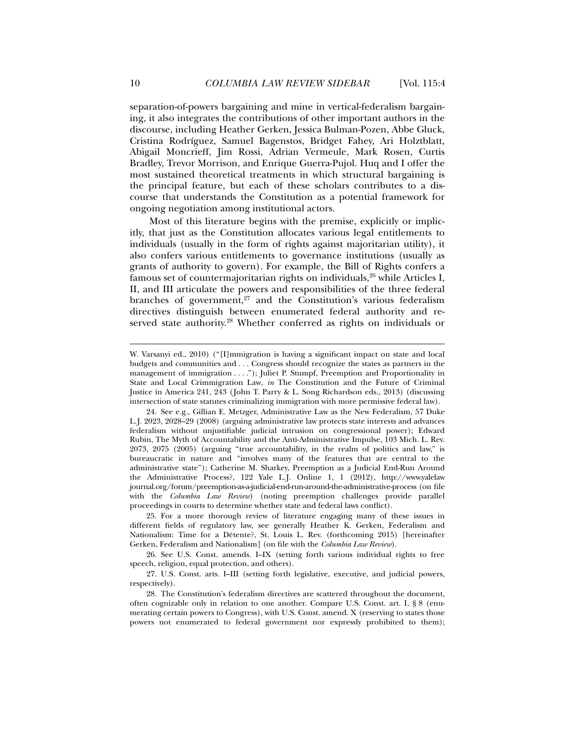separation-of-powers bargaining and mine in vertical-federalism bargaining, it also integrates the contributions of other important authors in the discourse, including Heather Gerken, Jessica Bulman-Pozen, Abbe Gluck, Cristina Rodríguez, Samuel Bagenstos, Bridget Fahey, Ari Holztblatt, Abigail Moncrieff, Jim Rossi, Adrian Vermeule, Mark Rosen, Curtis Bradley, Trevor Morrison, and Enrique Guerra-Pujol. Huq and I offer the most sustained theoretical treatments in which structural bargaining is the principal feature, but each of these scholars contributes to a discourse that understands the Constitution as a potential framework for ongoing negotiation among institutional actors.

Most of this literature begins with the premise, explicitly or implicitly, that just as the Constitution allocates various legal entitlements to individuals (usually in the form of rights against majoritarian utility), it also confers various entitlements to governance institutions (usually as grants of authority to govern). For example, the Bill of Rights confers a famous set of countermajoritarian rights on individuals,[26] while Articles I, II, and III articulate the powers and responsibilities of the three federal branches of government,[27] and the Constitution's various federalism directives distinguish between enumerated federal authority and reserved state authority.[28] Whether conferred as rights on individuals or

---

W. Varsanyi ed., 2010) ("[I]mmigration is having a significant impact on state and local budgets and communities and . . . Congress should recognize the states as partners in the management of immigration . . . ."); Juliet P. Stumpf, Preemption and Proportionality in State and Local Crimmigration Law, *in* The Constitution and the Future of Criminal Justice in America 241, 243 (John T. Parry & L. Song Richardson eds., 2013) (discussing intersection of state statutes criminalizing immigration with more permissive federal law).

24. See e.g., Gillian E. Metzger, Administrative Law as the New Federalism, 57 Duke L.J. 2023, 2028–29 (2008) (arguing administrative law protects state interests and advances federalism without unjustifiable judicial intrusion on congressional power); Edward Rubin, The Myth of Accountability and the Anti-Administrative Impulse, 103 Mich. L. Rev. 2073, 2075 (2005) (arguing "true accountability, in the realm of politics and law," is bureaucratic in nature and "involves many of the features that are central to the administrative state"); Catherine M. Sharkey, Preemption as a Judicial End-Run Around the Administrative Process?, 122 Yale L.J. Online 1, 1 (2012), http://www.yalelawjournal.org/forum/preemption-as-a-judicial-end-run-around-the-administrative-process (on file with the *Columbia Law Review*) (noting preemption challenges provide parallel proceedings in courts to determine whether state and federal laws conflict).

25. For a more thorough review of literature engaging many of these issues in different fields of regulatory law, see generally Heather K. Gerken, Federalism and Nationalism: Time for a Détente?, St. Louis L. Rev. (forthcoming 2015) [hereinafter Gerken, Federalism and Nationalism] (on file with the *Columbia Law Review*).

26. See U.S. Const. amends. I–IX (setting forth various individual rights to free speech, religion, equal protection, and others).

27. U.S. Const. arts. I–III (setting forth legislative, executive, and judicial powers, respectively).

28. The Constitution's federalism directives are scattered throughout the document, often cognizable only in relation to one another. Compare U.S. Const. art. I, § 8 (enumerating certain powers to Congress), with U.S. Const. amend. X (reserving to states those powers not enumerated to federal government nor expressly prohibited to them);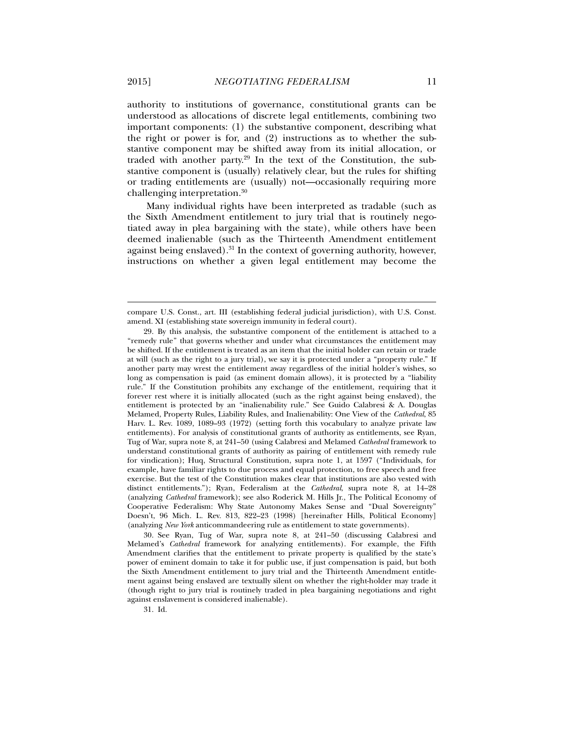authority to institutions of governance, constitutional grants can be understood as allocations of discrete legal entitlements, combining two important components: (1) the substantive component, describing what the right or power is for, and (2) instructions as to whether the substantive component may be shifted away from its initial allocation, or traded with another party.[29] In the text of the Constitution, the substantive component is (usually) relatively clear, but the rules for shifting or trading entitlements are (usually) not—occasionally requiring more challenging interpretation.[30]

Many individual rights have been interpreted as tradable (such as the Sixth Amendment entitlement to jury trial that is routinely negotiated away in plea bargaining with the state), while others have been deemed inalienable (such as the Thirteenth Amendment entitlement against being enslaved).[31] In the context of governing authority, however, instructions on whether a given legal entitlement may become the

---

compare U.S. Const., art. III (establishing federal judicial jurisdiction), with U.S. Const. amend. XI (establishing state sovereign immunity in federal court).

29. By this analysis, the substantive component of the entitlement is attached to a "remedy rule" that governs whether and under what circumstances the entitlement may be shifted. If the entitlement is treated as an item that the initial holder can retain or trade at will (such as the right to a jury trial), we say it is protected under a "property rule." If another party may wrest the entitlement away regardless of the initial holder's wishes, so long as compensation is paid (as eminent domain allows), it is protected by a "liability rule." If the Constitution prohibits any exchange of the entitlement, requiring that it forever rest where it is initially allocated (such as the right against being enslaved), the entitlement is protected by an "inalienability rule." See Guido Calabresi & A. Douglas Melamed, Property Rules, Liability Rules, and Inalienability: One View of the *Cathedral*, 85 Harv. L. Rev. 1089, 1089–93 (1972) (setting forth this vocabulary to analyze private law entitlements). For analysis of constitutional grants of authority as entitlements, see Ryan, Tug of War, supra note 8, at 241–50 (using Calabresi and Melamed *Cathedral* framework to understand constitutional grants of authority as pairing of entitlement with remedy rule for vindication); Huq, Structural Constitution, supra note 1, at 1597 ("Individuals, for example, have familiar rights to due process and equal protection, to free speech and free exercise. But the test of the Constitution makes clear that institutions are also vested with distinct entitlements."); Ryan, Federalism at the *Cathedral*, supra note 8, at 14–28 (analyzing *Cathedral* framework); see also Roderick M. Hills Jr., The Political Economy of Cooperative Federalism: Why State Autonomy Makes Sense and "Dual Sovereignty" Doesn't, 96 Mich. L. Rev. 813, 822–23 (1998) [hereinafter Hills, Political Economy] (analyzing *New York* anticommandeering rule as entitlement to state governments).

30. See Ryan, Tug of War, supra note 8, at 241–50 (discussing Calabresi and Melamed's *Cathedral* framework for analyzing entitlements). For example, the Fifth Amendment clarifies that the entitlement to private property is qualified by the state's power of eminent domain to take it for public use, if just compensation is paid, but both the Sixth Amendment entitlement to jury trial and the Thirteenth Amendment entitlement against being enslaved are textually silent on whether the right-holder may trade it (though right to jury trial is routinely traded in plea bargaining negotiations and right against enslavement is considered inalienable).

31. Id.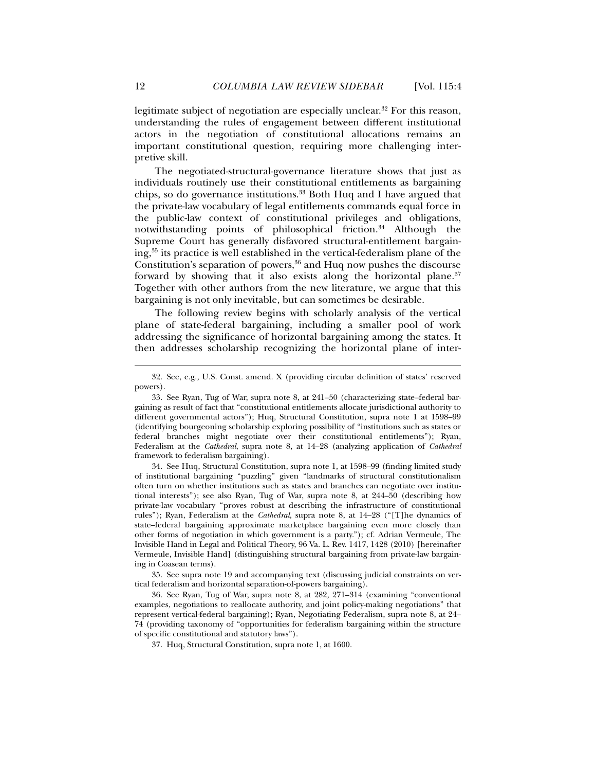legitimate subject of negotiation are especially unclear.[32] For this reason, understanding the rules of engagement between different institutional actors in the negotiation of constitutional allocations remains an important constitutional question, requiring more challenging interpretive skill.

The negotiated-structural-governance literature shows that just as individuals routinely use their constitutional entitlements as bargaining chips, so do governance institutions.[33] Both Huq and I have argued that the private-law vocabulary of legal entitlements commands equal force in the public-law context of constitutional privileges and obligations, notwithstanding points of philosophical friction.[34] Although the Supreme Court has generally disfavored structural-entitlement bargaining,[35] its practice is well established in the vertical-federalism plane of the Constitution's separation of powers,[36] and Huq now pushes the discourse forward by showing that it also exists along the horizontal plane.[37] Together with other authors from the new literature, we argue that this bargaining is not only inevitable, but can sometimes be desirable.

The following review begins with scholarly analysis of the vertical plane of state-federal bargaining, including a smaller pool of work addressing the significance of horizontal bargaining among the states. It then addresses scholarship recognizing the horizontal plane of inter-

---

32. See, e.g., U.S. Const. amend. X (providing circular definition of states' reserved powers).

33. See Ryan, Tug of War, supra note 8, at 241–50 (characterizing state–federal bargaining as result of fact that "constitutional entitlements allocate jurisdictional authority to different governmental actors"); Huq, Structural Constitution, supra note 1 at 1598–99 (identifying bourgeoning scholarship exploring possibility of "institutions such as states or federal branches might negotiate over their constitutional entitlements"); Ryan, Federalism at the *Cathedral*, supra note 8, at 14–28 (analyzing application of *Cathedral* framework to federalism bargaining).

34. See Huq, Structural Constitution, supra note 1, at 1598–99 (finding limited study of institutional bargaining "puzzling" given "landmarks of structural constitutionalism often turn on whether institutions such as states and branches can negotiate over institutional interests"); see also Ryan, Tug of War, supra note 8, at 244–50 (describing how private-law vocabulary "proves robust at describing the infrastructure of constitutional rules"); Ryan, Federalism at the *Cathedral*, supra note 8, at 14–28 ("[T]he dynamics of state–federal bargaining approximate marketplace bargaining even more closely than other forms of negotiation in which government is a party."); cf. Adrian Vermeule, The Invisible Hand in Legal and Political Theory, 96 Va. L. Rev. 1417, 1428 (2010) [hereinafter Vermeule, Invisible Hand] (distinguishing structural bargaining from private-law bargaining in Coasean terms).

35. See supra note 19 and accompanying text (discussing judicial constraints on vertical federalism and horizontal separation-of-powers bargaining).

36. See Ryan, Tug of War, supra note 8, at 282, 271–314 (examining "conventional examples, negotiations to reallocate authority, and joint policy-making negotiations" that represent vertical-federal bargaining); Ryan, Negotiating Federalism, supra note 8, at 24–74 (providing taxonomy of "opportunities for federalism bargaining within the structure of specific constitutional and statutory laws").

37. Huq, Structural Constitution, supra note 1, at 1600.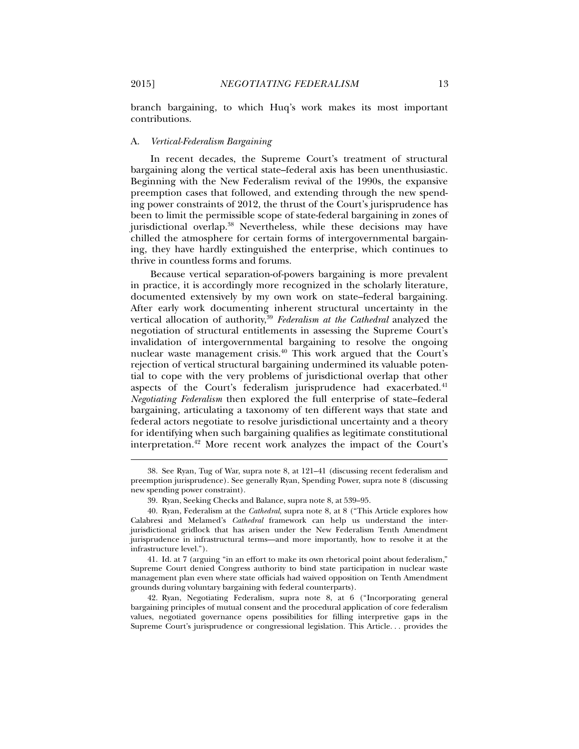branch bargaining, to which Huq's work makes its most important contributions.

### A. *Vertical-Federalism Bargaining*

In recent decades, the Supreme Court's treatment of structural bargaining along the vertical state–federal axis has been unenthusiastic. Beginning with the New Federalism revival of the 1990s, the expansive preemption cases that followed, and extending through the new spending power constraints of 2012, the thrust of the Court's jurisprudence has been to limit the permissible scope of state-federal bargaining in zones of jurisdictional overlap.[38] Nevertheless, while these decisions may have chilled the atmosphere for certain forms of intergovernmental bargaining, they have hardly extinguished the enterprise, which continues to thrive in countless forms and forums.

Because vertical separation-of-powers bargaining is more prevalent in practice, it is accordingly more recognized in the scholarly literature, documented extensively by my own work on state–federal bargaining. After early work documenting inherent structural uncertainty in the vertical allocation of authority,[39] *Federalism at the Cathedral* analyzed the negotiation of structural entitlements in assessing the Supreme Court's invalidation of intergovernmental bargaining to resolve the ongoing nuclear waste management crisis.[40] This work argued that the Court's rejection of vertical structural bargaining undermined its valuable potential to cope with the very problems of jurisdictional overlap that other aspects of the Court's federalism jurisprudence had exacerbated.[41] *Negotiating Federalism* then explored the full enterprise of state–federal bargaining, articulating a taxonomy of ten different ways that state and federal actors negotiate to resolve jurisdictional uncertainty and a theory for identifying when such bargaining qualifies as legitimate constitutional interpretation.[42] More recent work analyzes the impact of the Court's

---

38. See Ryan, Tug of War, supra note 8, at 121–41 (discussing recent federalism and preemption jurisprudence). See generally Ryan, Spending Power, supra note 8 (discussing new spending power constraint).

39. Ryan, Seeking Checks and Balance, supra note 8, at 539–95.

40. Ryan, Federalism at the *Cathedral*, supra note 8, at 8 ("This Article explores how Calabresi and Melamed's *Cathedral* framework can help us understand the inter-jurisdictional gridlock that has arisen under the New Federalism Tenth Amendment jurisprudence in infrastructural terms—and more importantly, how to resolve it at the infrastructure level.").

41. Id. at 7 (arguing "in an effort to make its own rhetorical point about federalism," Supreme Court denied Congress authority to bind state participation in nuclear waste management plan even where state officials had waived opposition on Tenth Amendment grounds during voluntary bargaining with federal counterparts).

42. Ryan, Negotiating Federalism, supra note 8, at 6 ("Incorporating general bargaining principles of mutual consent and the procedural application of core federalism values, negotiated governance opens possibilities for filling interpretive gaps in the Supreme Court's jurisprudence or congressional legislation. This Article. . . provides the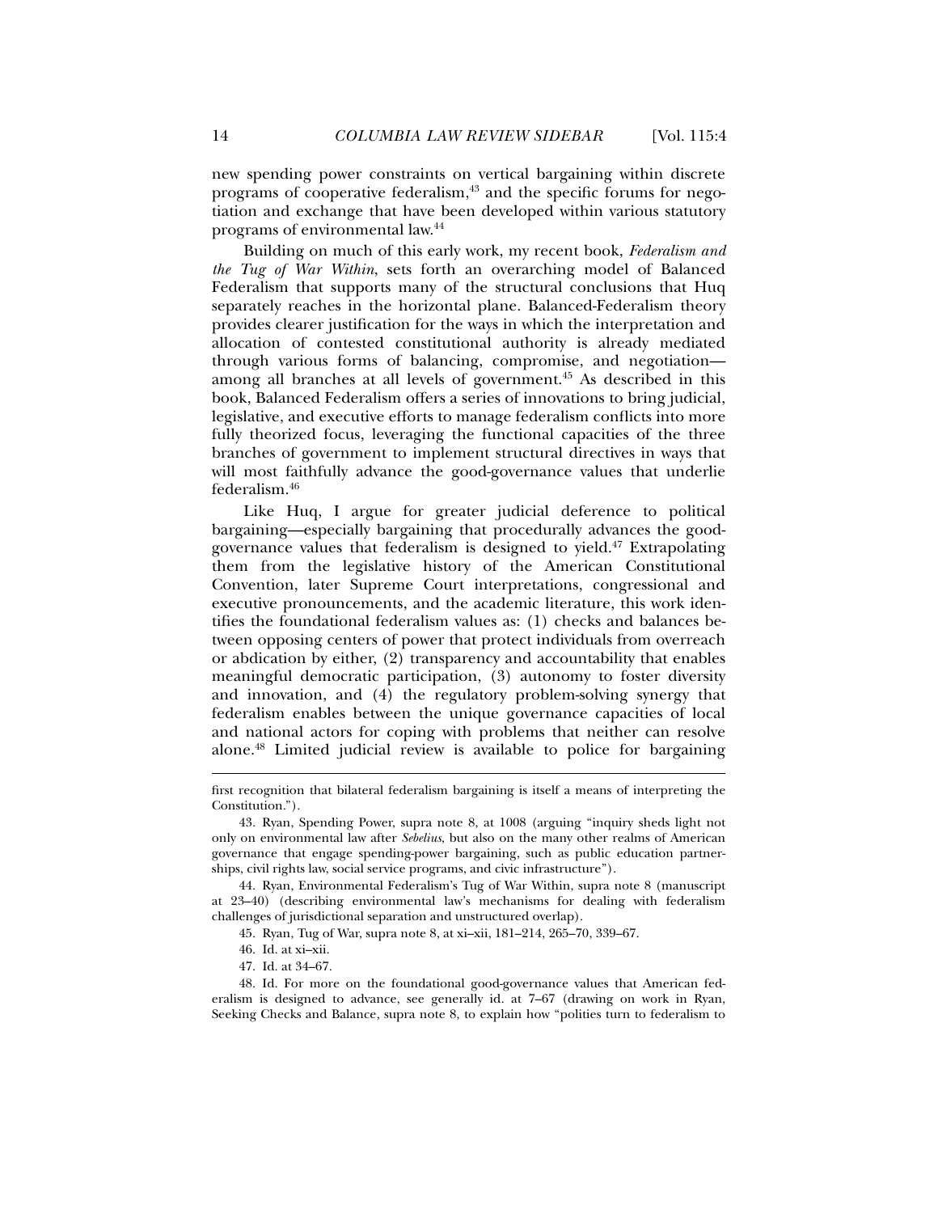new spending power constraints on vertical bargaining within discrete programs of cooperative federalism,[43] and the specific forums for negotiation and exchange that have been developed within various statutory programs of environmental law.[44]

Building on much of this early work, my recent book, *Federalism and the Tug of War Within*, sets forth an overarching model of Balanced Federalism that supports many of the structural conclusions that Huq separately reaches in the horizontal plane. Balanced-Federalism theory provides clearer justification for the ways in which the interpretation and allocation of contested constitutional authority is already mediated through various forms of balancing, compromise, and negotiation—among all branches at all levels of government.[45] As described in this book, Balanced Federalism offers a series of innovations to bring judicial, legislative, and executive efforts to manage federalism conflicts into more fully theorized focus, leveraging the functional capacities of the three branches of government to implement structural directives in ways that will most faithfully advance the good-governance values that underlie federalism.[46]

Like Huq, I argue for greater judicial deference to political bargaining—especially bargaining that procedurally advances the good-governance values that federalism is designed to yield.[47] Extrapolating them from the legislative history of the American Constitutional Convention, later Supreme Court interpretations, congressional and executive pronouncements, and the academic literature, this work identifies the foundational federalism values as: (1) checks and balances between opposing centers of power that protect individuals from overreach or abdication by either, (2) transparency and accountability that enables meaningful democratic participation, (3) autonomy to foster diversity and innovation, and (4) the regulatory problem-solving synergy that federalism enables between the unique governance capacities of local and national actors for coping with problems that neither can resolve alone.[48] Limited judicial review is available to police for bargaining

---

first recognition that bilateral federalism bargaining is itself a means of interpreting the Constitution.").

43. Ryan, Spending Power, supra note 8, at 1008 (arguing "inquiry sheds light not only on environmental law after *Sebelius*, but also on the many other realms of American governance that engage spending-power bargaining, such as public education partnerships, civil rights law, social service programs, and civic infrastructure").

44. Ryan, Environmental Federalism's Tug of War Within, supra note 8 (manuscript at 23–40) (describing environmental law's mechanisms for dealing with federalism challenges of jurisdictional separation and unstructured overlap).

45. Ryan, Tug of War, supra note 8, at xi–xii, 181–214, 265–70, 339–67.

46. Id. at xi–xii.

47. Id. at 34–67.

48. Id. For more on the foundational good-governance values that American federalism is designed to advance, see generally id. at 7–67 (drawing on work in Ryan, Seeking Checks and Balance, supra note 8, to explain how "polities turn to federalism to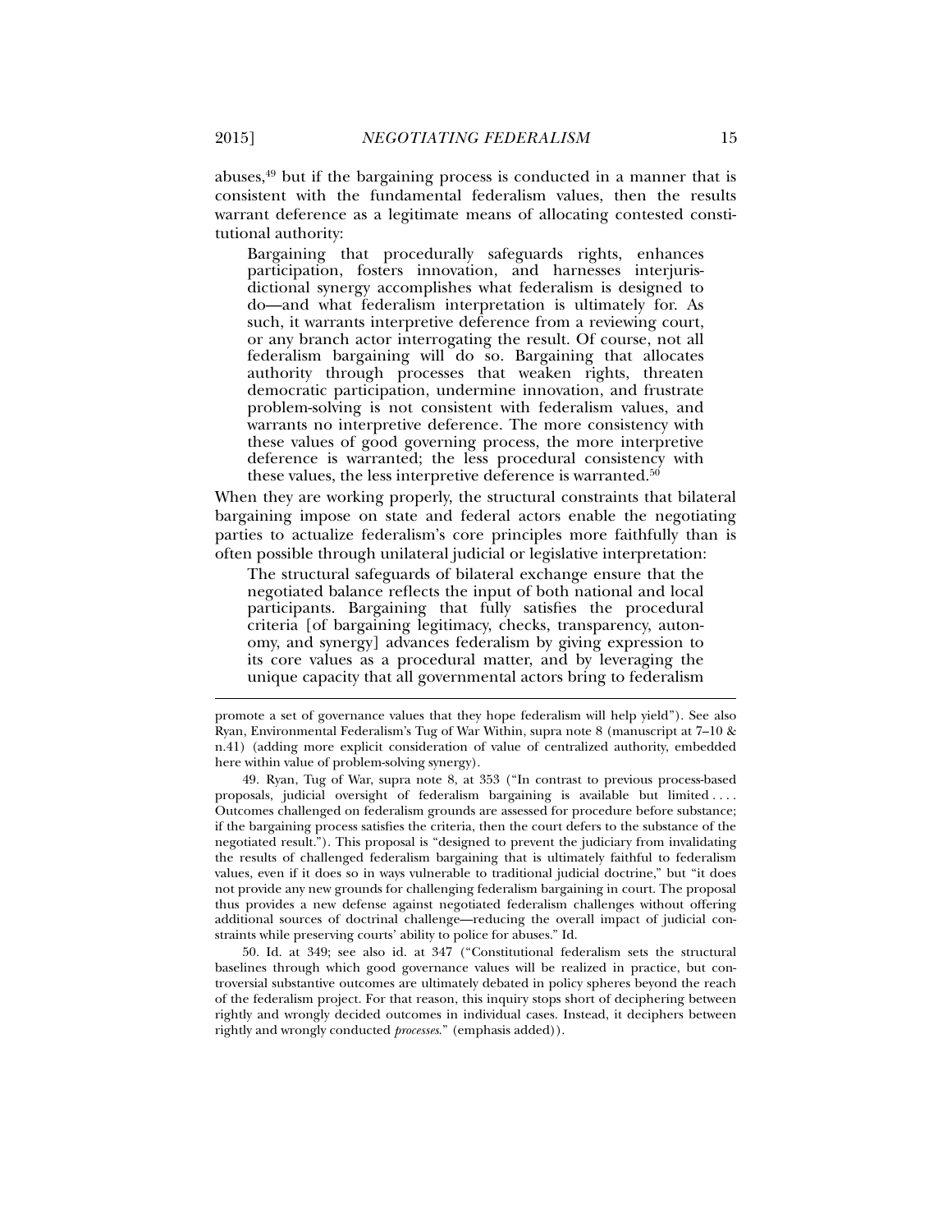abuses,[49] but if the bargaining process is conducted in a manner that is consistent with the fundamental federalism values, then the results warrant deference as a legitimate means of allocating contested constitutional authority:

> Bargaining that procedurally safeguards rights, enhances participation, fosters innovation, and harnesses interjurisdictional synergy accomplishes what federalism is designed to do—and what federalism interpretation is ultimately for. As such, it warrants interpretive deference from a reviewing court, or any branch actor interrogating the result. Of course, not all federalism bargaining will do so. Bargaining that allocates authority through processes that weaken rights, threaten democratic participation, undermine innovation, and frustrate problem-solving is not consistent with federalism values, and warrants no interpretive deference. The more consistency with these values of good governing process, the more interpretive deference is warranted; the less procedural consistency with these values, the less interpretive deference is warranted.[50]

When they are working properly, the structural constraints that bilateral bargaining impose on state and federal actors enable the negotiating parties to actualize federalism's core principles more faithfully than is often possible through unilateral judicial or legislative interpretation:

> The structural safeguards of bilateral exchange ensure that the negotiated balance reflects the input of both national and local participants. Bargaining that fully satisfies the procedural criteria [of bargaining legitimacy, checks, transparency, autonomy, and synergy] advances federalism by giving expression to its core values as a procedural matter, and by leveraging the unique capacity that all governmental actors bring to federalism

---

promote a set of governance values that they hope federalism will help yield"). See also Ryan, Environmental Federalism's Tug of War Within, supra note 8 (manuscript at 7–10 & n.41) (adding more explicit consideration of value of centralized authority, embedded here within value of problem-solving synergy).

49. Ryan, Tug of War, supra note 8, at 353 ("In contrast to previous process-based proposals, judicial oversight of federalism bargaining is available but limited . . . . Outcomes challenged on federalism grounds are assessed for procedure before substance; if the bargaining process satisfies the criteria, then the court defers to the substance of the negotiated result."). This proposal is "designed to prevent the judiciary from invalidating the results of challenged federalism bargaining that is ultimately faithful to federalism values, even if it does so in ways vulnerable to traditional judicial doctrine," but "it does not provide any new grounds for challenging federalism bargaining in court. The proposal thus provides a new defense against negotiated federalism challenges without offering additional sources of doctrinal challenge—reducing the overall impact of judicial constraints while preserving courts' ability to police for abuses." Id.

50. Id. at 349; see also id. at 347 ("Constitutional federalism sets the structural baselines through which good governance values will be realized in practice, but controversial substantive outcomes are ultimately debated in policy spheres beyond the reach of the federalism project. For that reason, this inquiry stops short of deciphering between rightly and wrongly decided outcomes in individual cases. Instead, it deciphers between rightly and wrongly conducted *processes*." (emphasis added)).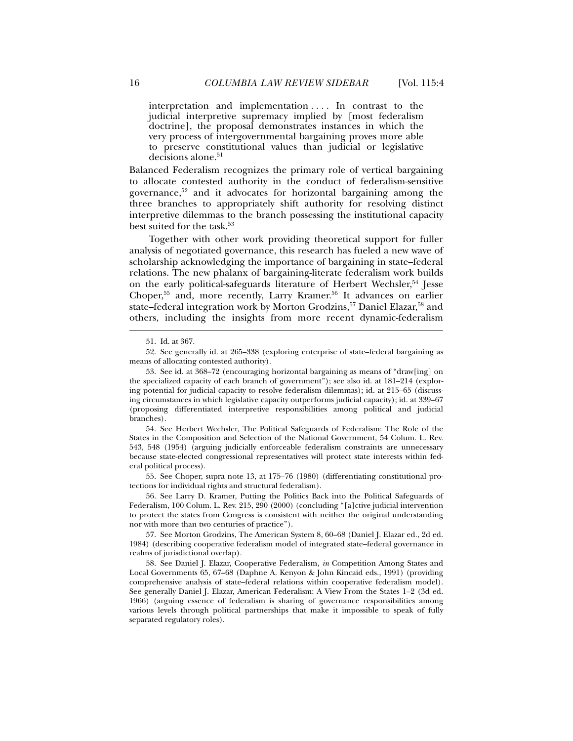> interpretation and implementation . . . . In contrast to the judicial interpretive supremacy implied by [most federalism doctrine], the proposal demonstrates instances in which the very process of intergovernmental bargaining proves more able to preserve constitutional values than judicial or legislative decisions alone.[51]

Balanced Federalism recognizes the primary role of vertical bargaining to allocate contested authority in the conduct of federalism-sensitive governance,[52] and it advocates for horizontal bargaining among the three branches to appropriately shift authority for resolving distinct interpretive dilemmas to the branch possessing the institutional capacity best suited for the task.[53]

Together with other work providing theoretical support for fuller analysis of negotiated governance, this research has fueled a new wave of scholarship acknowledging the importance of bargaining in state–federal relations. The new phalanx of bargaining-literate federalism work builds on the early political-safeguards literature of Herbert Wechsler,[54] Jesse Choper,[55] and, more recently, Larry Kramer.[56] It advances on earlier state–federal integration work by Morton Grodzins,[57] Daniel Elazar,[58] and others, including the insights from more recent dynamic-federalism

---

51. Id. at 367.

52. See generally id. at 265–338 (exploring enterprise of state–federal bargaining as means of allocating contested authority).

53. See id. at 368–72 (encouraging horizontal bargaining as means of "draw[ing] on the specialized capacity of each branch of government"); see also id. at 181–214 (exploring potential for judicial capacity to resolve federalism dilemmas); id. at 215–65 (discussing circumstances in which legislative capacity outperforms judicial capacity); id. at 339–67 (proposing differentiated interpretive responsibilities among political and judicial branches).

54. See Herbert Wechsler, The Political Safeguards of Federalism: The Role of the States in the Composition and Selection of the National Government, 54 Colum. L. Rev. 543, 548 (1954) (arguing judicially enforceable federalism constraints are unnecessary because state-elected congressional representatives will protect state interests within federal political process).

55. See Choper, supra note 13, at 175–76 (1980) (differentiating constitutional protections for individual rights and structural federalism).

56. See Larry D. Kramer, Putting the Politics Back into the Political Safeguards of Federalism, 100 Colum. L. Rev. 215, 290 (2000) (concluding "[a]ctive judicial intervention to protect the states from Congress is consistent with neither the original understanding nor with more than two centuries of practice").

57. See Morton Grodzins, The American System 8, 60–68 (Daniel J. Elazar ed., 2d ed. 1984) (describing cooperative federalism model of integrated state–federal governance in realms of jurisdictional overlap).

58. See Daniel J. Elazar, Cooperative Federalism, *in* Competition Among States and Local Governments 65, 67–68 (Daphne A. Kenyon & John Kincaid eds., 1991) (providing comprehensive analysis of state–federal relations within cooperative federalism model). See generally Daniel J. Elazar, American Federalism: A View From the States 1–2 (3d ed. 1966) (arguing essence of federalism is sharing of governance responsibilities among various levels through political partnerships that make it impossible to speak of fully separated regulatory roles).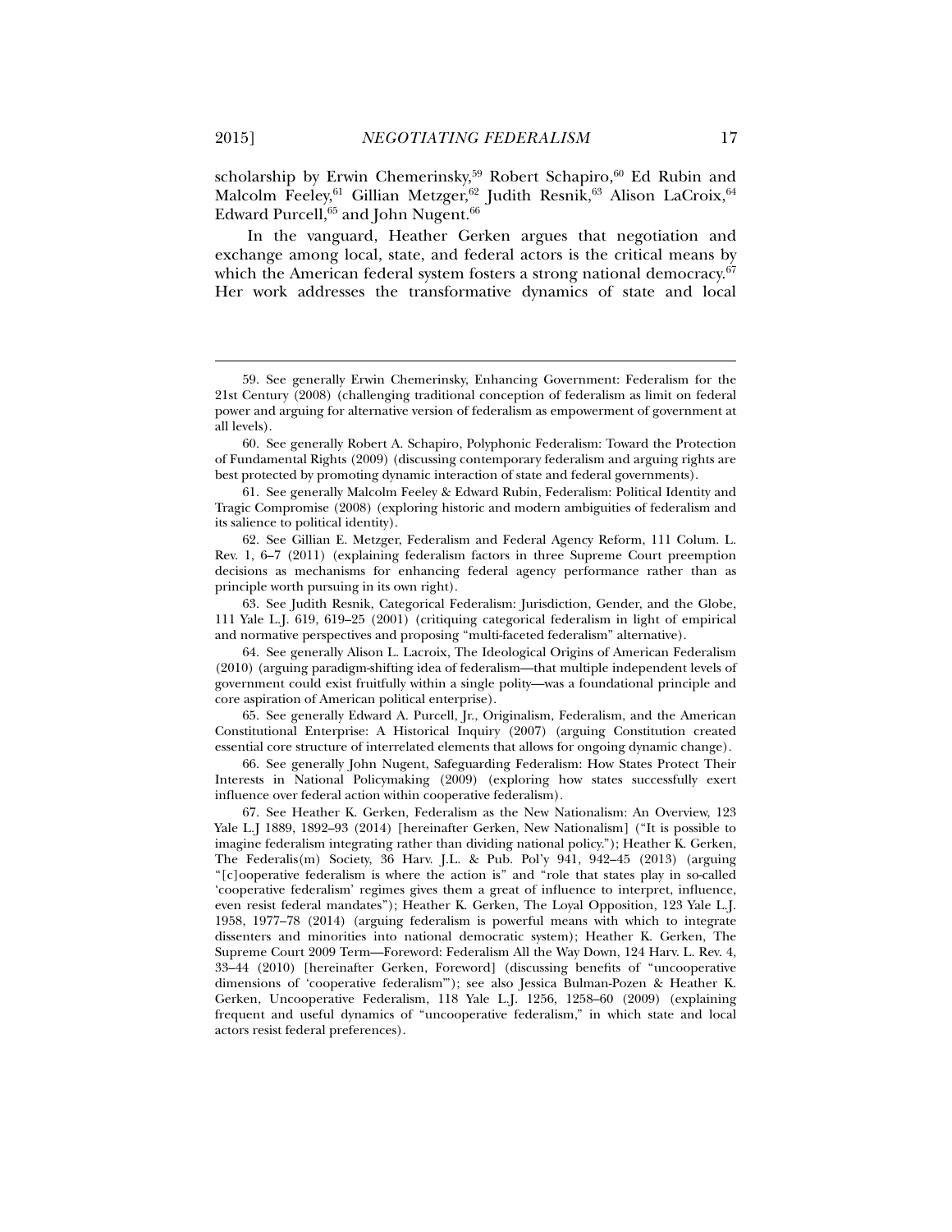scholarship by Erwin Chemerinsky,[59] Robert Schapiro,[60] Ed Rubin and Malcolm Feeley,[61] Gillian Metzger,[62] Judith Resnik,[63] Alison LaCroix,[64] Edward Purcell,[65] and John Nugent.[66]

In the vanguard, Heather Gerken argues that negotiation and exchange among local, state, and federal actors is the critical means by which the American federal system fosters a strong national democracy.[67] Her work addresses the transformative dynamics of state and local

---

59. See generally Erwin Chemerinsky, Enhancing Government: Federalism for the 21st Century (2008) (challenging traditional conception of federalism as limit on federal power and arguing for alternative version of federalism as empowerment of government at all levels).

60. See generally Robert A. Schapiro, Polyphonic Federalism: Toward the Protection of Fundamental Rights (2009) (discussing contemporary federalism and arguing rights are best protected by promoting dynamic interaction of state and federal governments).

61. See generally Malcolm Feeley & Edward Rubin, Federalism: Political Identity and Tragic Compromise (2008) (exploring historic and modern ambiguities of federalism and its salience to political identity).

62. See Gillian E. Metzger, Federalism and Federal Agency Reform, 111 Colum. L. Rev. 1, 6–7 (2011) (explaining federalism factors in three Supreme Court preemption decisions as mechanisms for enhancing federal agency performance rather than as principle worth pursuing in its own right).

63. See Judith Resnik, Categorical Federalism: Jurisdiction, Gender, and the Globe, 111 Yale L.J. 619, 619–25 (2001) (critiquing categorical federalism in light of empirical and normative perspectives and proposing "multi-faceted federalism" alternative).

64. See generally Alison L. Lacroix, The Ideological Origins of American Federalism (2010) (arguing paradigm-shifting idea of federalism—that multiple independent levels of government could exist fruitfully within a single polity—was a foundational principle and core aspiration of American political enterprise).

65. See generally Edward A. Purcell, Jr., Originalism, Federalism, and the American Constitutional Enterprise: A Historical Inquiry (2007) (arguing Constitution created essential core structure of interrelated elements that allows for ongoing dynamic change).

66. See generally John Nugent, Safeguarding Federalism: How States Protect Their Interests in National Policymaking (2009) (exploring how states successfully exert influence over federal action within cooperative federalism).

67. See Heather K. Gerken, Federalism as the New Nationalism: An Overview, 123 Yale L.J 1889, 1892–93 (2014) [hereinafter Gerken, New Nationalism] ("It is possible to imagine federalism integrating rather than dividing national policy."); Heather K. Gerken, The Federalis(m) Society, 36 Harv. J.L. & Pub. Pol'y 941, 942–45 (2013) (arguing "[c]ooperative federalism is where the action is" and "role that states play in so-called 'cooperative federalism' regimes gives them a great of influence to interpret, influence, even resist federal mandates"); Heather K. Gerken, The Loyal Opposition, 123 Yale L.J. 1958, 1977–78 (2014) (arguing federalism is powerful means with which to integrate dissenters and minorities into national democratic system); Heather K. Gerken, The Supreme Court 2009 Term—Foreword: Federalism All the Way Down, 124 Harv. L. Rev. 4, 33–44 (2010) [hereinafter Gerken, Foreword] (discussing benefits of "uncooperative dimensions of 'cooperative federalism'"); see also Jessica Bulman-Pozen & Heather K. Gerken, Uncooperative Federalism, 118 Yale L.J. 1256, 1258–60 (2009) (explaining frequent and useful dynamics of "uncooperative federalism," in which state and local actors resist federal preferences).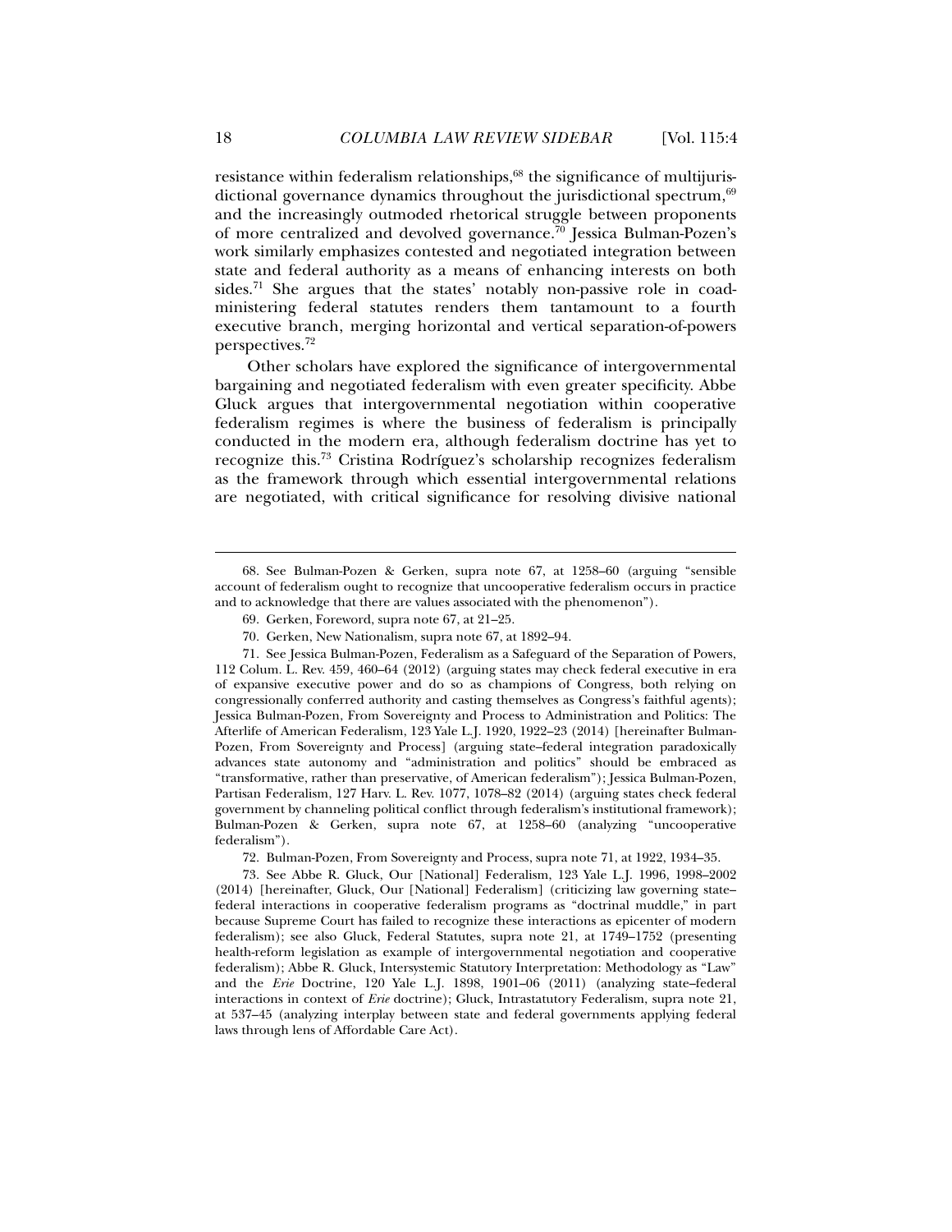resistance within federalism relationships,[68] the significance of multijurisdictional governance dynamics throughout the jurisdictional spectrum,[69] and the increasingly outmoded rhetorical struggle between proponents of more centralized and devolved governance.[70] Jessica Bulman-Pozen's work similarly emphasizes contested and negotiated integration between state and federal authority as a means of enhancing interests on both sides.[71] She argues that the states' notably non-passive role in coadministering federal statutes renders them tantamount to a fourth executive branch, merging horizontal and vertical separation-of-powers perspectives.[72]

Other scholars have explored the significance of intergovernmental bargaining and negotiated federalism with even greater specificity. Abbe Gluck argues that intergovernmental negotiation within cooperative federalism regimes is where the business of federalism is principally conducted in the modern era, although federalism doctrine has yet to recognize this.[73] Cristina Rodríguez's scholarship recognizes federalism as the framework through which essential intergovernmental relations are negotiated, with critical significance for resolving divisive national

---

68. See Bulman-Pozen & Gerken, supra note 67, at 1258–60 (arguing "sensible account of federalism ought to recognize that uncooperative federalism occurs in practice and to acknowledge that there are values associated with the phenomenon").

69. Gerken, Foreword, supra note 67, at 21–25.

70. Gerken, New Nationalism, supra note 67, at 1892–94.

71. See Jessica Bulman-Pozen, Federalism as a Safeguard of the Separation of Powers, 112 Colum. L. Rev. 459, 460–64 (2012) (arguing states may check federal executive in era of expansive executive power and do so as champions of Congress, both relying on congressionally conferred authority and casting themselves as Congress's faithful agents); Jessica Bulman-Pozen, From Sovereignty and Process to Administration and Politics: The Afterlife of American Federalism, 123 Yale L.J. 1920, 1922–23 (2014) [hereinafter Bulman-Pozen, From Sovereignty and Process] (arguing state–federal integration paradoxically advances state autonomy and "administration and politics" should be embraced as "transformative, rather than preservative, of American federalism"); Jessica Bulman-Pozen, Partisan Federalism, 127 Harv. L. Rev. 1077, 1078–82 (2014) (arguing states check federal government by channeling political conflict through federalism's institutional framework); Bulman-Pozen & Gerken, supra note 67, at 1258–60 (analyzing "uncooperative federalism").

72. Bulman-Pozen, From Sovereignty and Process, supra note 71, at 1922, 1934–35.

73. See Abbe R. Gluck, Our [National] Federalism, 123 Yale L.J. 1996, 1998–2002 (2014) [hereinafter, Gluck, Our [National] Federalism] (criticizing law governing state–federal interactions in cooperative federalism programs as "doctrinal muddle," in part because Supreme Court has failed to recognize these interactions as epicenter of modern federalism); see also Gluck, Federal Statutes, supra note 21, at 1749–1752 (presenting health-reform legislation as example of intergovernmental negotiation and cooperative federalism); Abbe R. Gluck, Intersystemic Statutory Interpretation: Methodology as "Law" and the *Erie* Doctrine, 120 Yale L.J. 1898, 1901–06 (2011) (analyzing state–federal interactions in context of *Erie* doctrine); Gluck, Intrastatutory Federalism, supra note 21, at 537–45 (analyzing interplay between state and federal governments applying federal laws through lens of Affordable Care Act).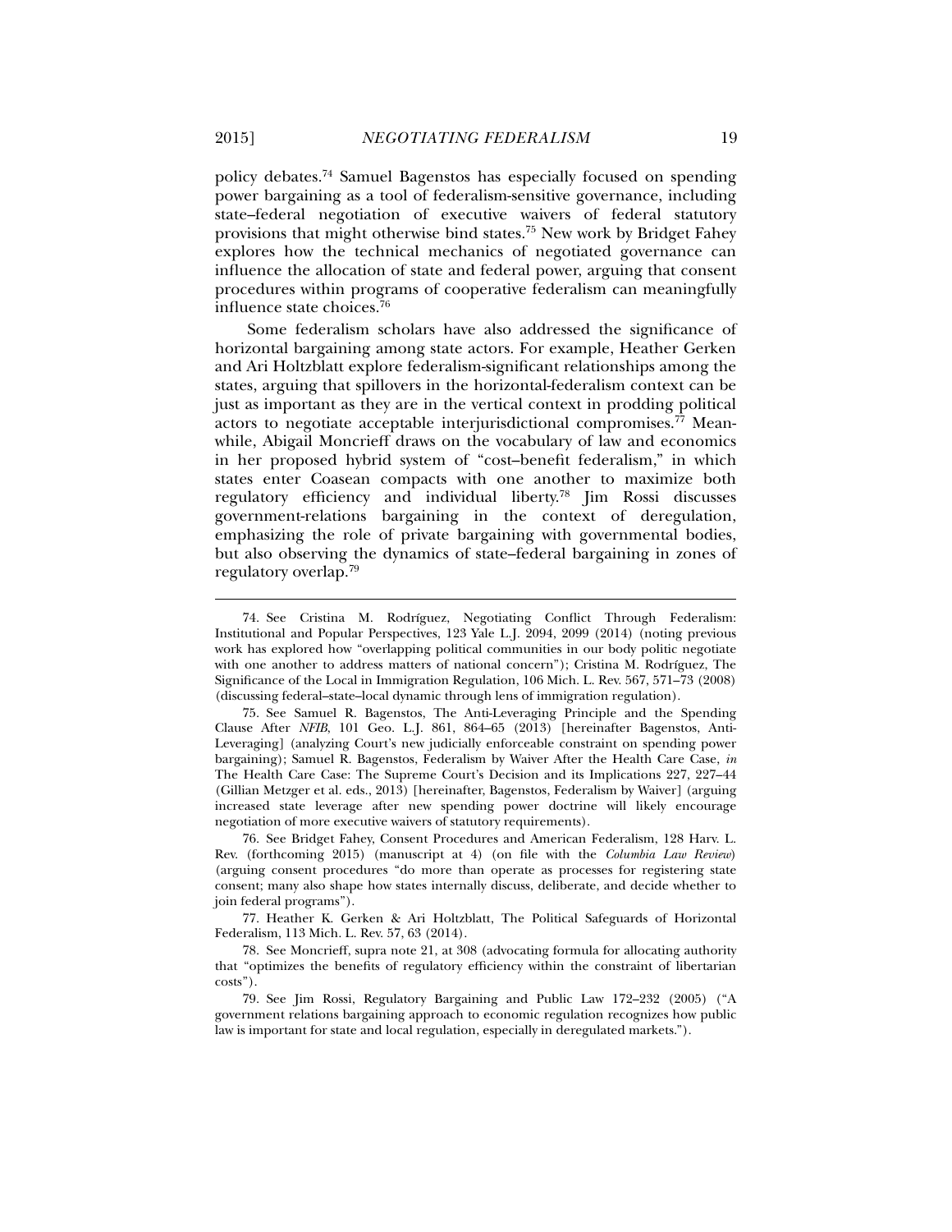policy debates.[74] Samuel Bagenstos has especially focused on spending power bargaining as a tool of federalism-sensitive governance, including state–federal negotiation of executive waivers of federal statutory provisions that might otherwise bind states.[75] New work by Bridget Fahey explores how the technical mechanics of negotiated governance can influence the allocation of state and federal power, arguing that consent procedures within programs of cooperative federalism can meaningfully influence state choices.[76]

Some federalism scholars have also addressed the significance of horizontal bargaining among state actors. For example, Heather Gerken and Ari Holtzblatt explore federalism-significant relationships among the states, arguing that spillovers in the horizontal-federalism context can be just as important as they are in the vertical context in prodding political actors to negotiate acceptable interjurisdictional compromises.[77] Meanwhile, Abigail Moncrieff draws on the vocabulary of law and economics in her proposed hybrid system of "cost–benefit federalism," in which states enter Coasean compacts with one another to maximize both regulatory efficiency and individual liberty.[78] Jim Rossi discusses government-relations bargaining in the context of deregulation, emphasizing the role of private bargaining with governmental bodies, but also observing the dynamics of state–federal bargaining in zones of regulatory overlap.[79]

---

74. See Cristina M. Rodríguez, Negotiating Conflict Through Federalism: Institutional and Popular Perspectives, 123 Yale L.J. 2094, 2099 (2014) (noting previous work has explored how "overlapping political communities in our body politic negotiate with one another to address matters of national concern"); Cristina M. Rodríguez, The Significance of the Local in Immigration Regulation, 106 Mich. L. Rev. 567, 571–73 (2008) (discussing federal–state–local dynamic through lens of immigration regulation).

75. See Samuel R. Bagenstos, The Anti-Leveraging Principle and the Spending Clause After *NFIB*, 101 Geo. L.J. 861, 864–65 (2013) [hereinafter Bagenstos, Anti-Leveraging] (analyzing Court's new judicially enforceable constraint on spending power bargaining); Samuel R. Bagenstos, Federalism by Waiver After the Health Care Case, *in* The Health Care Case: The Supreme Court's Decision and its Implications 227, 227–44 (Gillian Metzger et al. eds., 2013) [hereinafter, Bagenstos, Federalism by Waiver] (arguing increased state leverage after new spending power doctrine will likely encourage negotiation of more executive waivers of statutory requirements).

76. See Bridget Fahey, Consent Procedures and American Federalism, 128 Harv. L. Rev. (forthcoming 2015) (manuscript at 4) (on file with the *Columbia Law Review*) (arguing consent procedures "do more than operate as processes for registering state consent; many also shape how states internally discuss, deliberate, and decide whether to join federal programs").

77. Heather K. Gerken & Ari Holtzblatt, The Political Safeguards of Horizontal Federalism, 113 Mich. L. Rev. 57, 63 (2014).

78. See Moncrieff, supra note 21, at 308 (advocating formula for allocating authority that "optimizes the benefits of regulatory efficiency within the constraint of libertarian costs").

79. See Jim Rossi, Regulatory Bargaining and Public Law 172–232 (2005) ("A government relations bargaining approach to economic regulation recognizes how public law is important for state and local regulation, especially in deregulated markets.").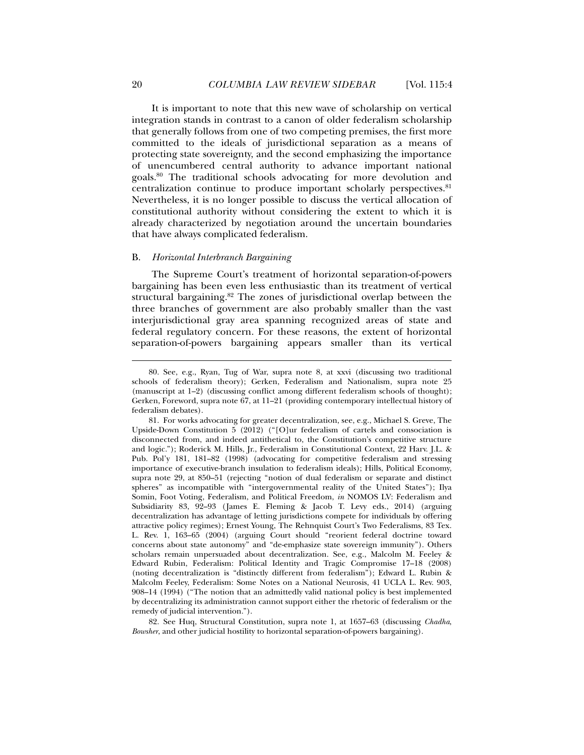It is important to note that this new wave of scholarship on vertical integration stands in contrast to a canon of older federalism scholarship that generally follows from one of two competing premises, the first more committed to the ideals of jurisdictional separation as a means of protecting state sovereignty, and the second emphasizing the importance of unencumbered central authority to advance important national goals.[80] The traditional schools advocating for more devolution and centralization continue to produce important scholarly perspectives.[81] Nevertheless, it is no longer possible to discuss the vertical allocation of constitutional authority without considering the extent to which it is already characterized by negotiation around the uncertain boundaries that have always complicated federalism.

### B. *Horizontal Interbranch Bargaining*

The Supreme Court's treatment of horizontal separation-of-powers bargaining has been even less enthusiastic than its treatment of vertical structural bargaining.[82] The zones of jurisdictional overlap between the three branches of government are also probably smaller than the vast interjurisdictional gray area spanning recognized areas of state and federal regulatory concern. For these reasons, the extent of horizontal separation-of-powers bargaining appears smaller than its vertical

---

80. See, e.g., Ryan, Tug of War, supra note 8, at xxvi (discussing two traditional schools of federalism theory); Gerken, Federalism and Nationalism, supra note 25 (manuscript at 1–2) (discussing conflict among different federalism schools of thought); Gerken, Foreword, supra note 67, at 11–21 (providing contemporary intellectual history of federalism debates).

81. For works advocating for greater decentralization, see, e.g., Michael S. Greve, The Upside-Down Constitution 5 (2012) ("[O]ur federalism of cartels and consociation is disconnected from, and indeed antithetical to, the Constitution's competitive structure and logic."); Roderick M. Hills, Jr., Federalism in Constitutional Context, 22 Harv. J.L. & Pub. Pol'y 181, 181–82 (1998) (advocating for competitive federalism and stressing importance of executive-branch insulation to federalism ideals); Hills, Political Economy, supra note 29, at 850–51 (rejecting "notion of dual federalism or separate and distinct spheres" as incompatible with "intergovernmental reality of the United States"); Ilya Somin, Foot Voting, Federalism, and Political Freedom, *in* NOMOS LV: Federalism and Subsidiarity 83, 92–93 (James E. Fleming & Jacob T. Levy eds., 2014) (arguing decentralization has advantage of letting jurisdictions compete for individuals by offering attractive policy regimes); Ernest Young, The Rehnquist Court's Two Federalisms, 83 Tex. L. Rev. 1, 163–65 (2004) (arguing Court should "reorient federal doctrine toward concerns about state autonomy" and "de-emphasize state sovereign immunity"). Others scholars remain unpersuaded about decentralization. See, e.g., Malcolm M. Feeley & Edward Rubin, Federalism: Political Identity and Tragic Compromise 17–18 (2008) (noting decentralization is "distinctly different from federalism"); Edward L. Rubin & Malcolm Feeley, Federalism: Some Notes on a National Neurosis, 41 UCLA L. Rev. 903, 908–14 (1994) ("The notion that an admittedly valid national policy is best implemented by decentralizing its administration cannot support either the rhetoric of federalism or the remedy of judicial intervention.").

82. See Huq, Structural Constitution, supra note 1, at 1657–63 (discussing *Chadha*, *Bowsher*, and other judicial hostility to horizontal separation-of-powers bargaining).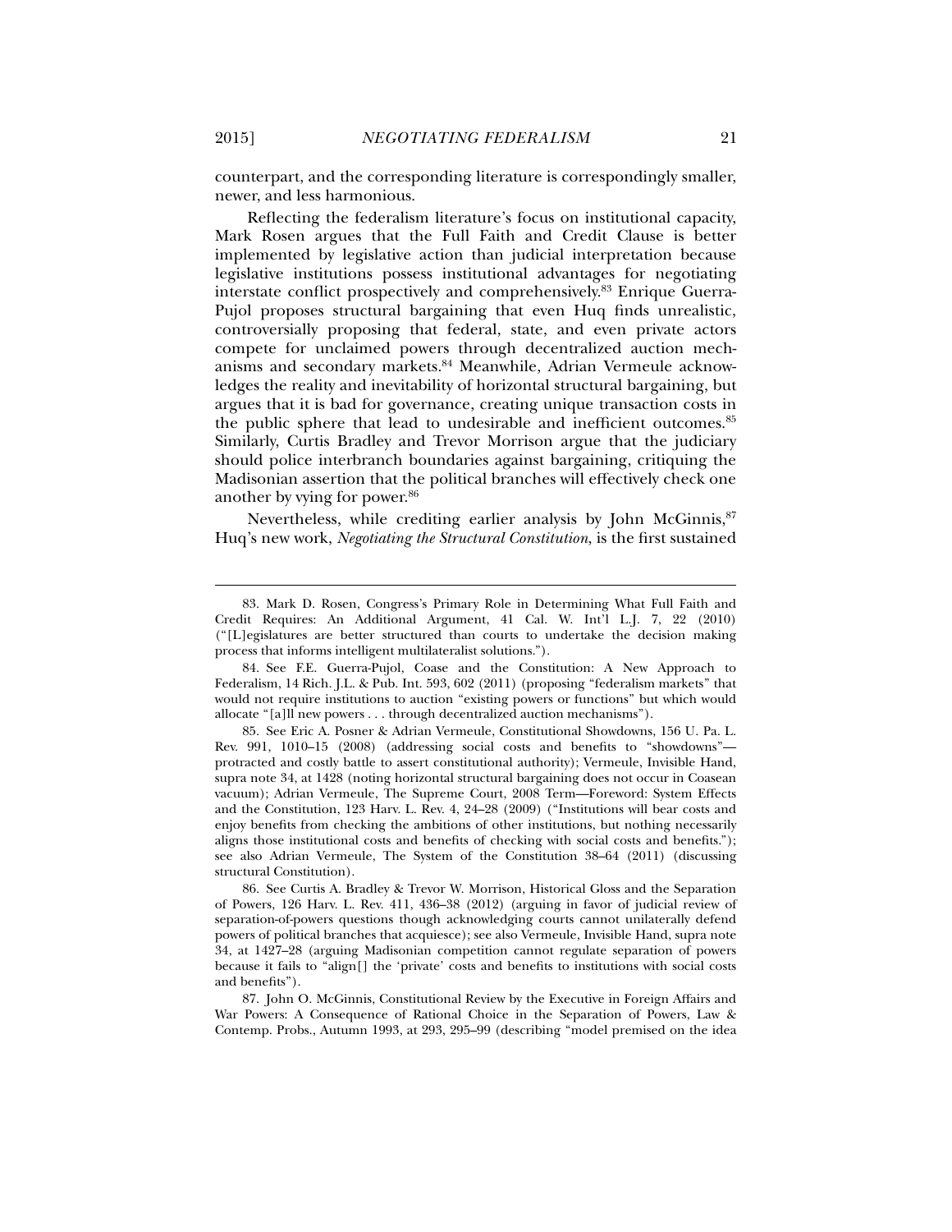counterpart, and the corresponding literature is correspondingly smaller, newer, and less harmonious.

Reflecting the federalism literature's focus on institutional capacity, Mark Rosen argues that the Full Faith and Credit Clause is better implemented by legislative action than judicial interpretation because legislative institutions possess institutional advantages for negotiating interstate conflict prospectively and comprehensively.[83] Enrique Guerra-Pujol proposes structural bargaining that even Huq finds unrealistic, controversially proposing that federal, state, and even private actors compete for unclaimed powers through decentralized auction mechanisms and secondary markets.[84] Meanwhile, Adrian Vermeule acknowledges the reality and inevitability of horizontal structural bargaining, but argues that it is bad for governance, creating unique transaction costs in the public sphere that lead to undesirable and inefficient outcomes.[85] Similarly, Curtis Bradley and Trevor Morrison argue that the judiciary should police interbranch boundaries against bargaining, critiquing the Madisonian assertion that the political branches will effectively check one another by vying for power.[86]

Nevertheless, while crediting earlier analysis by John McGinnis,[87] Huq's new work, *Negotiating the Structural Constitution*, is the first sustained

---

83. Mark D. Rosen, Congress's Primary Role in Determining What Full Faith and Credit Requires: An Additional Argument, 41 Cal. W. Int'l L.J. 7, 22 (2010) ("[L]egislatures are better structured than courts to undertake the decision making process that informs intelligent multilateralist solutions.").

84. See F.E. Guerra-Pujol, Coase and the Constitution: A New Approach to Federalism, 14 Rich. J.L. & Pub. Int. 593, 602 (2011) (proposing "federalism markets" that would not require institutions to auction "existing powers or functions" but which would allocate "[a]ll new powers . . . through decentralized auction mechanisms").

85. See Eric A. Posner & Adrian Vermeule, Constitutional Showdowns, 156 U. Pa. L. Rev. 991, 1010–15 (2008) (addressing social costs and benefits to "showdowns"—protracted and costly battle to assert constitutional authority); Vermeule, Invisible Hand, supra note 34, at 1428 (noting horizontal structural bargaining does not occur in Coasean vacuum); Adrian Vermeule, The Supreme Court, 2008 Term—Foreword: System Effects and the Constitution, 123 Harv. L. Rev. 4, 24–28 (2009) ("Institutions will bear costs and enjoy benefits from checking the ambitions of other institutions, but nothing necessarily aligns those institutional costs and benefits of checking with social costs and benefits."); see also Adrian Vermeule, The System of the Constitution 38–64 (2011) (discussing structural Constitution).

86. See Curtis A. Bradley & Trevor W. Morrison, Historical Gloss and the Separation of Powers, 126 Harv. L. Rev. 411, 436–38 (2012) (arguing in favor of judicial review of separation-of-powers questions though acknowledging courts cannot unilaterally defend powers of political branches that acquiesce); see also Vermeule, Invisible Hand, supra note 34, at 1427–28 (arguing Madisonian competition cannot regulate separation of powers because it fails to "align[] the 'private' costs and benefits to institutions with social costs and benefits").

87. John O. McGinnis, Constitutional Review by the Executive in Foreign Affairs and War Powers: A Consequence of Rational Choice in the Separation of Powers, Law & Contemp. Probs., Autumn 1993, at 293, 295–99 (describing "model premised on the idea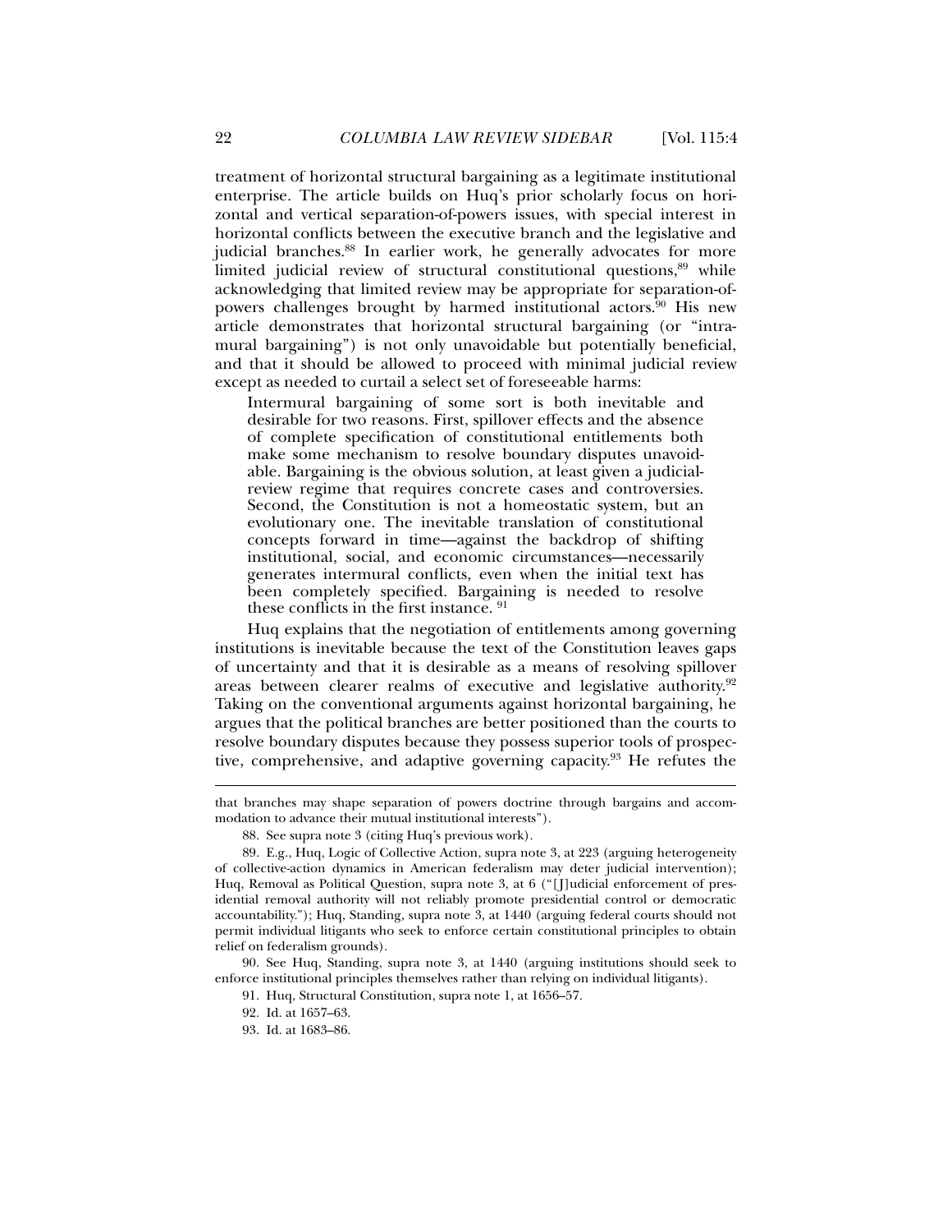treatment of horizontal structural bargaining as a legitimate institutional enterprise. The article builds on Huq's prior scholarly focus on horizontal and vertical separation-of-powers issues, with special interest in horizontal conflicts between the executive branch and the legislative and judicial branches.[88] In earlier work, he generally advocates for more limited judicial review of structural constitutional questions,[89] while acknowledging that limited review may be appropriate for separation-of-powers challenges brought by harmed institutional actors.[90] His new article demonstrates that horizontal structural bargaining (or "intramural bargaining") is not only unavoidable but potentially beneficial, and that it should be allowed to proceed with minimal judicial review except as needed to curtail a select set of foreseeable harms:

> Intermural bargaining of some sort is both inevitable and desirable for two reasons. First, spillover effects and the absence of complete specification of constitutional entitlements both make some mechanism to resolve boundary disputes unavoidable. Bargaining is the obvious solution, at least given a judicial-review regime that requires concrete cases and controversies. Second, the Constitution is not a homeostatic system, but an evolutionary one. The inevitable translation of constitutional concepts forward in time—against the backdrop of shifting institutional, social, and economic circumstances—necessarily generates intermural conflicts, even when the initial text has been completely specified. Bargaining is needed to resolve these conflicts in the first instance. [91]

Huq explains that the negotiation of entitlements among governing institutions is inevitable because the text of the Constitution leaves gaps of uncertainty and that it is desirable as a means of resolving spillover areas between clearer realms of executive and legislative authority.[92] Taking on the conventional arguments against horizontal bargaining, he argues that the political branches are better positioned than the courts to resolve boundary disputes because they possess superior tools of prospective, comprehensive, and adaptive governing capacity.[93] He refutes the

---

that branches may shape separation of powers doctrine through bargains and accommodation to advance their mutual institutional interests").

88. See supra note 3 (citing Huq's previous work).

89. E.g., Huq, Logic of Collective Action, supra note 3, at 223 (arguing heterogeneity of collective-action dynamics in American federalism may deter judicial intervention); Huq, Removal as Political Question, supra note 3, at 6 ("[J]udicial enforcement of presidential removal authority will not reliably promote presidential control or democratic accountability."); Huq, Standing, supra note 3, at 1440 (arguing federal courts should not permit individual litigants who seek to enforce certain constitutional principles to obtain relief on federalism grounds).

90. See Huq, Standing, supra note 3, at 1440 (arguing institutions should seek to enforce institutional principles themselves rather than relying on individual litigants).

91. Huq, Structural Constitution, supra note 1, at 1656–57.

92. Id. at 1657–63.

93. Id. at 1683–86.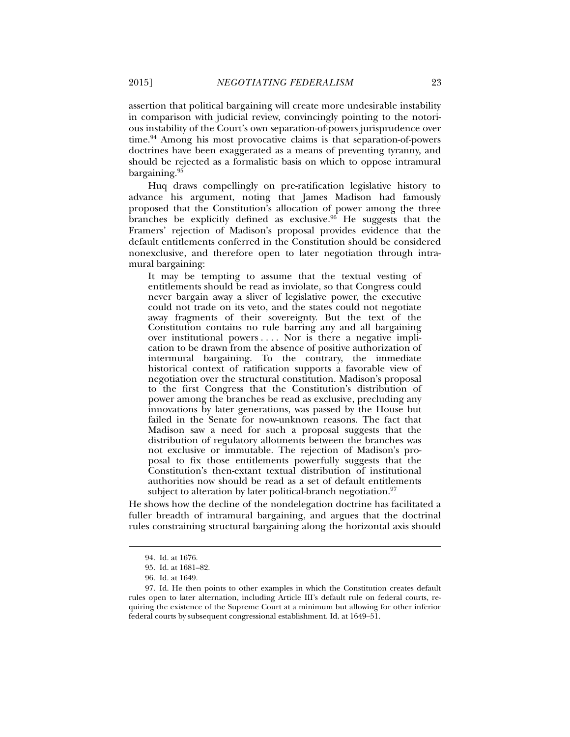assertion that political bargaining will create more undesirable instability in comparison with judicial review, convincingly pointing to the notorious instability of the Court's own separation-of-powers jurisprudence over time.[94] Among his most provocative claims is that separation-of-powers doctrines have been exaggerated as a means of preventing tyranny, and should be rejected as a formalistic basis on which to oppose intramural bargaining.[95]

Huq draws compellingly on pre-ratification legislative history to advance his argument, noting that James Madison had famously proposed that the Constitution's allocation of power among the three branches be explicitly defined as exclusive.[96] He suggests that the Framers' rejection of Madison's proposal provides evidence that the default entitlements conferred in the Constitution should be considered nonexclusive, and therefore open to later negotiation through intramural bargaining:

> It may be tempting to assume that the textual vesting of entitlements should be read as inviolate, so that Congress could never bargain away a sliver of legislative power, the executive could not trade on its veto, and the states could not negotiate away fragments of their sovereignty. But the text of the Constitution contains no rule barring any and all bargaining over institutional powers . . . . Nor is there a negative implication to be drawn from the absence of positive authorization of intermural bargaining. To the contrary, the immediate historical context of ratification supports a favorable view of negotiation over the structural constitution. Madison's proposal to the first Congress that the Constitution's distribution of power among the branches be read as exclusive, precluding any innovations by later generations, was passed by the House but failed in the Senate for now-unknown reasons. The fact that Madison saw a need for such a proposal suggests that the distribution of regulatory allotments between the branches was not exclusive or immutable. The rejection of Madison's proposal to fix those entitlements powerfully suggests that the Constitution's then-extant textual distribution of institutional authorities now should be read as a set of default entitlements subject to alteration by later political-branch negotiation.[97]

He shows how the decline of the nondelegation doctrine has facilitated a fuller breadth of intramural bargaining, and argues that the doctrinal rules constraining structural bargaining along the horizontal axis should

---

94. Id. at 1676.

95. Id. at 1681–82.

96. Id. at 1649.

97. Id. He then points to other examples in which the Constitution creates default rules open to later alternation, including Article III's default rule on federal courts, requiring the existence of the Supreme Court at a minimum but allowing for other inferior federal courts by subsequent congressional establishment. Id. at 1649–51.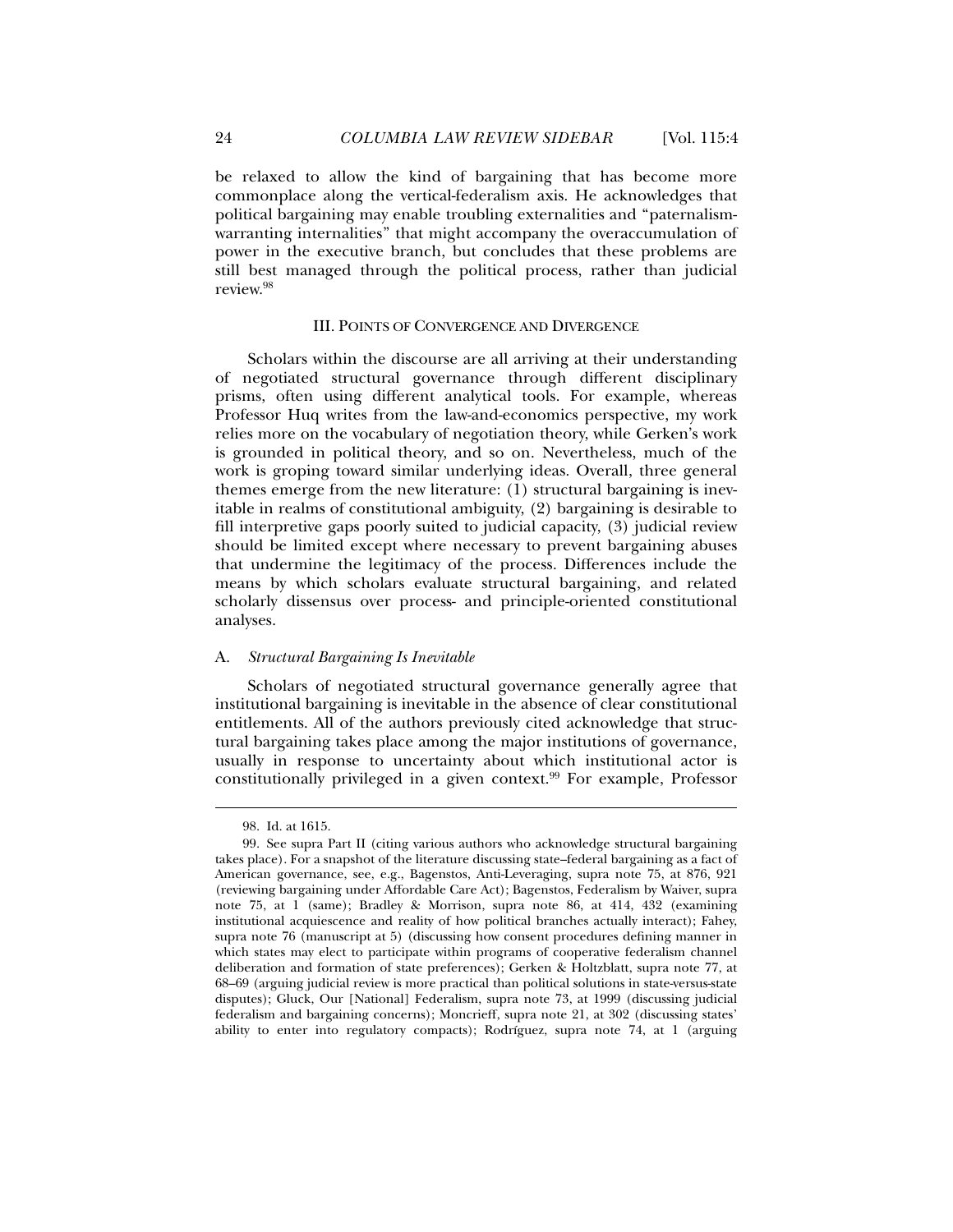be relaxed to allow the kind of bargaining that has become more commonplace along the vertical-federalism axis. He acknowledges that political bargaining may enable troubling externalities and "paternalism-warranting internalities" that might accompany the overaccumulation of power in the executive branch, but concludes that these problems are still best managed through the political process, rather than judicial review.[98]

## III. Points of Convergence and Divergence

Scholars within the discourse are all arriving at their understanding of negotiated structural governance through different disciplinary prisms, often using different analytical tools. For example, whereas Professor Huq writes from the law-and-economics perspective, my work relies more on the vocabulary of negotiation theory, while Gerken's work is grounded in political theory, and so on. Nevertheless, much of the work is groping toward similar underlying ideas. Overall, three general themes emerge from the new literature: (1) structural bargaining is inevitable in realms of constitutional ambiguity, (2) bargaining is desirable to fill interpretive gaps poorly suited to judicial capacity, (3) judicial review should be limited except where necessary to prevent bargaining abuses that undermine the legitimacy of the process. Differences include the means by which scholars evaluate structural bargaining, and related scholarly dissensus over process- and principle-oriented constitutional analyses.

### A. *Structural Bargaining Is Inevitable*

Scholars of negotiated structural governance generally agree that institutional bargaining is inevitable in the absence of clear constitutional entitlements. All of the authors previously cited acknowledge that structural bargaining takes place among the major institutions of governance, usually in response to uncertainty about which institutional actor is constitutionally privileged in a given context.[99] For example, Professor

---

98. Id. at 1615.

99. See supra Part II (citing various authors who acknowledge structural bargaining takes place). For a snapshot of the literature discussing state–federal bargaining as a fact of American governance, see, e.g., Bagenstos, Anti-Leveraging, supra note 75, at 876, 921 (reviewing bargaining under Affordable Care Act); Bagenstos, Federalism by Waiver, supra note 75, at 1 (same); Bradley & Morrison, supra note 86, at 414, 432 (examining institutional acquiescence and reality of how political branches actually interact); Fahey, supra note 76 (manuscript at 5) (discussing how consent procedures defining manner in which states may elect to participate within programs of cooperative federalism channel deliberation and formation of state preferences); Gerken & Holtzblatt, supra note 77, at 68–69 (arguing judicial review is more practical than political solutions in state-versus-state disputes); Gluck, Our [National] Federalism, supra note 73, at 1999 (discussing judicial federalism and bargaining concerns); Moncrieff, supra note 21, at 302 (discussing states' ability to enter into regulatory compacts); Rodríguez, supra note 74, at 1 (arguing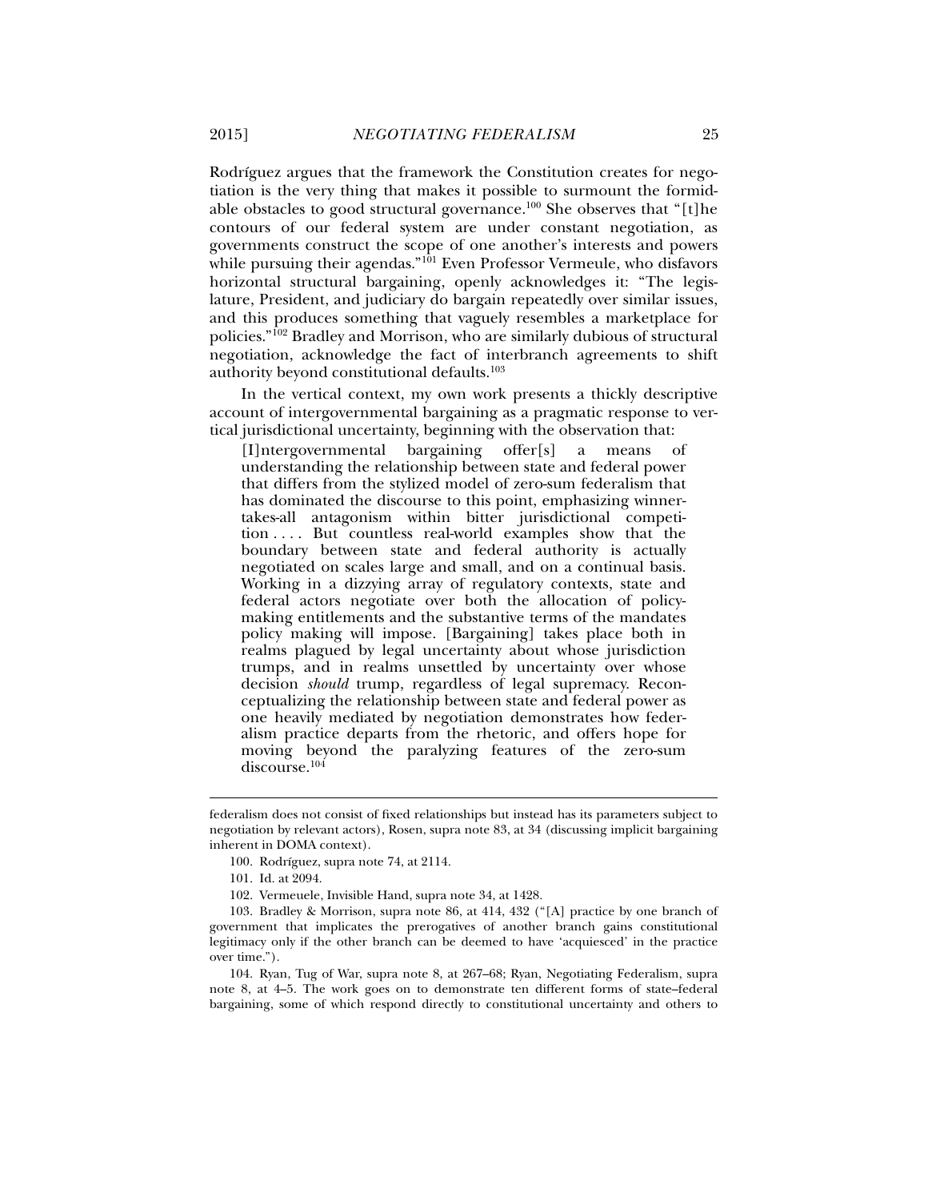Rodríguez argues that the framework the Constitution creates for negotiation is the very thing that makes it possible to surmount the formidable obstacles to good structural governance.[100] She observes that "[t]he contours of our federal system are under constant negotiation, as governments construct the scope of one another's interests and powers while pursuing their agendas."[101] Even Professor Vermeule, who disfavors horizontal structural bargaining, openly acknowledges it: "The legislature, President, and judiciary do bargain repeatedly over similar issues, and this produces something that vaguely resembles a marketplace for policies."[102] Bradley and Morrison, who are similarly dubious of structural negotiation, acknowledge the fact of interbranch agreements to shift authority beyond constitutional defaults.[103]

In the vertical context, my own work presents a thickly descriptive account of intergovernmental bargaining as a pragmatic response to vertical jurisdictional uncertainty, beginning with the observation that:

> [I]ntergovernmental bargaining offer[s] a means of understanding the relationship between state and federal power that differs from the stylized model of zero-sum federalism that has dominated the discourse to this point, emphasizing winner-takes-all antagonism within bitter jurisdictional competition . . . . But countless real-world examples show that the boundary between state and federal authority is actually negotiated on scales large and small, and on a continual basis. Working in a dizzying array of regulatory contexts, state and federal actors negotiate over both the allocation of policymaking entitlements and the substantive terms of the mandates policy making will impose. [Bargaining] takes place both in realms plagued by legal uncertainty about whose jurisdiction trumps, and in realms unsettled by uncertainty over whose decision *should* trump, regardless of legal supremacy. Reconceptualizing the relationship between state and federal power as one heavily mediated by negotiation demonstrates how federalism practice departs from the rhetoric, and offers hope for moving beyond the paralyzing features of the zero-sum discourse.[104]

---

federalism does not consist of fixed relationships but instead has its parameters subject to negotiation by relevant actors), Rosen, supra note 83, at 34 (discussing implicit bargaining inherent in DOMA context).

100. Rodríguez, supra note 74, at 2114.

101. Id. at 2094.

102. Vermeuele, Invisible Hand, supra note 34, at 1428.

103. Bradley & Morrison, supra note 86, at 414, 432 ("[A] practice by one branch of government that implicates the prerogatives of another branch gains constitutional legitimacy only if the other branch can be deemed to have 'acquiesced' in the practice over time.").

104. Ryan, Tug of War, supra note 8, at 267–68; Ryan, Negotiating Federalism, supra note 8, at 4–5. The work goes on to demonstrate ten different forms of state–federal bargaining, some of which respond directly to constitutional uncertainty and others to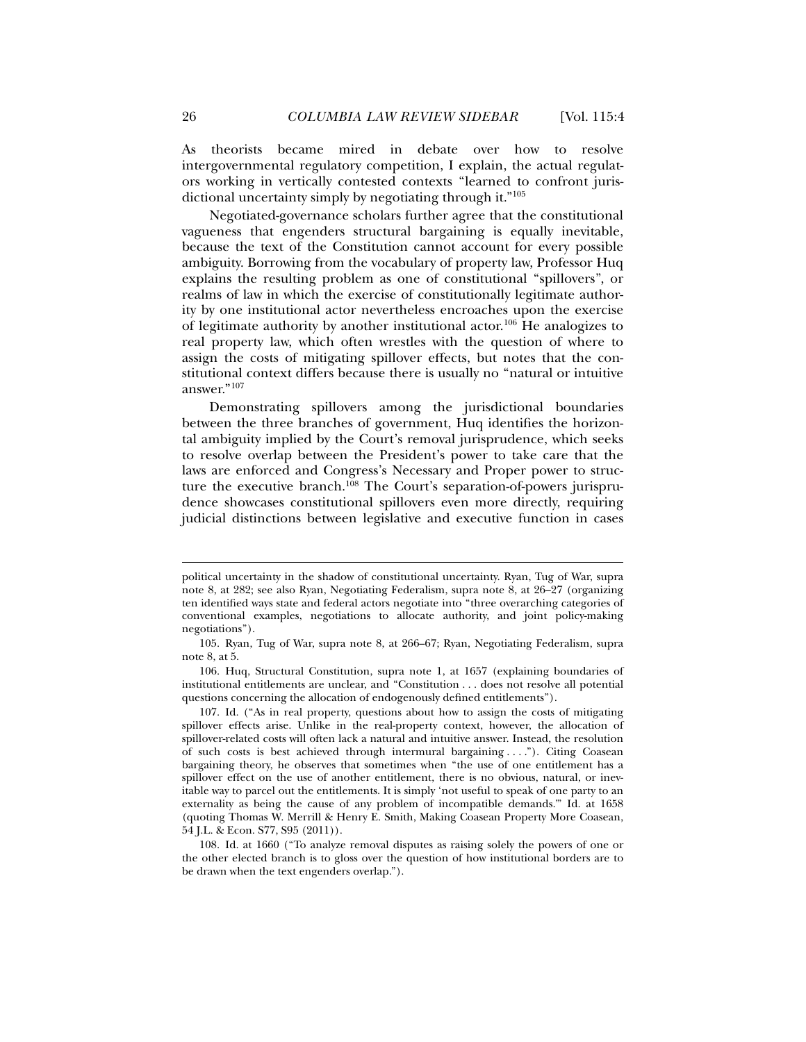As theorists became mired in debate over how to resolve intergovernmental regulatory competition, I explain, the actual regulators working in vertically contested contexts "learned to confront jurisdictional uncertainty simply by negotiating through it."[105]

Negotiated-governance scholars further agree that the constitutional vagueness that engenders structural bargaining is equally inevitable, because the text of the Constitution cannot account for every possible ambiguity. Borrowing from the vocabulary of property law, Professor Huq explains the resulting problem as one of constitutional "spillovers", or realms of law in which the exercise of constitutionally legitimate authority by one institutional actor nevertheless encroaches upon the exercise of legitimate authority by another institutional actor.[106] He analogizes to real property law, which often wrestles with the question of where to assign the costs of mitigating spillover effects, but notes that the constitutional context differs because there is usually no "natural or intuitive answer."[107]

Demonstrating spillovers among the jurisdictional boundaries between the three branches of government, Huq identifies the horizontal ambiguity implied by the Court's removal jurisprudence, which seeks to resolve overlap between the President's power to take care that the laws are enforced and Congress's Necessary and Proper power to structure the executive branch.[108] The Court's separation-of-powers jurisprudence showcases constitutional spillovers even more directly, requiring judicial distinctions between legislative and executive function in cases

---

political uncertainty in the shadow of constitutional uncertainty. Ryan, Tug of War, supra note 8, at 282; see also Ryan, Negotiating Federalism, supra note 8, at 26–27 (organizing ten identified ways state and federal actors negotiate into "three overarching categories of conventional examples, negotiations to allocate authority, and joint policy-making negotiations").

105. Ryan, Tug of War, supra note 8, at 266–67; Ryan, Negotiating Federalism, supra note 8, at 5.

106. Huq, Structural Constitution, supra note 1, at 1657 (explaining boundaries of institutional entitlements are unclear, and "Constitution . . . does not resolve all potential questions concerning the allocation of endogenously defined entitlements").

107. Id. ("As in real property, questions about how to assign the costs of mitigating spillover effects arise. Unlike in the real-property context, however, the allocation of spillover-related costs will often lack a natural and intuitive answer. Instead, the resolution of such costs is best achieved through intermural bargaining . . . ."). Citing Coasean bargaining theory, he observes that sometimes when "the use of one entitlement has a spillover effect on the use of another entitlement, there is no obvious, natural, or inevitable way to parcel out the entitlements. It is simply 'not useful to speak of one party to an externality as being the cause of any problem of incompatible demands.'" Id. at 1658 (quoting Thomas W. Merrill & Henry E. Smith, Making Coasean Property More Coasean, 54 J.L. & Econ. S77, S95 (2011)).

108. Id. at 1660 ("To analyze removal disputes as raising solely the powers of one or the other elected branch is to gloss over the question of how institutional borders are to be drawn when the text engenders overlap.").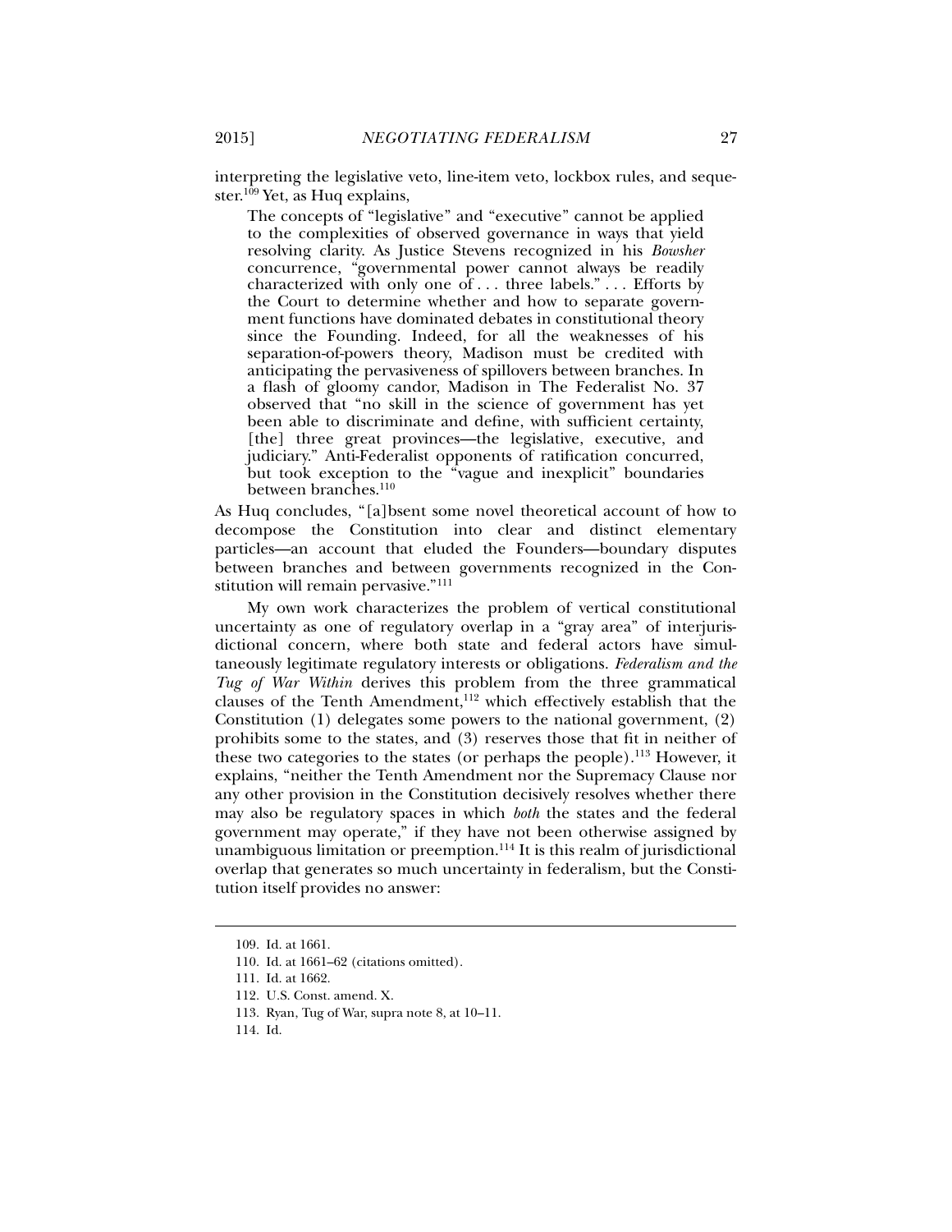interpreting the legislative veto, line-item veto, lockbox rules, and sequester.[109] Yet, as Huq explains,

> The concepts of "legislative" and "executive" cannot be applied to the complexities of observed governance in ways that yield resolving clarity. As Justice Stevens recognized in his *Bowsher* concurrence, "governmental power cannot always be readily characterized with only one of . . . three labels." . . . Efforts by the Court to determine whether and how to separate government functions have dominated debates in constitutional theory since the Founding. Indeed, for all the weaknesses of his separation-of-powers theory, Madison must be credited with anticipating the pervasiveness of spillovers between branches. In a flash of gloomy candor, Madison in The Federalist No. 37 observed that "no skill in the science of government has yet been able to discriminate and define, with sufficient certainty, [the] three great provinces—the legislative, executive, and judiciary." Anti-Federalist opponents of ratification concurred, but took exception to the "vague and inexplicit" boundaries between branches.[110]

As Huq concludes, "[a]bsent some novel theoretical account of how to decompose the Constitution into clear and distinct elementary particles—an account that eluded the Founders—boundary disputes between branches and between governments recognized in the Constitution will remain pervasive."[111]

My own work characterizes the problem of vertical constitutional uncertainty as one of regulatory overlap in a "gray area" of interjurisdictional concern, where both state and federal actors have simultaneously legitimate regulatory interests or obligations. *Federalism and the Tug of War Within* derives this problem from the three grammatical clauses of the Tenth Amendment,[112] which effectively establish that the Constitution (1) delegates some powers to the national government, (2) prohibits some to the states, and (3) reserves those that fit in neither of these two categories to the states (or perhaps the people).[113] However, it explains, "neither the Tenth Amendment nor the Supremacy Clause nor any other provision in the Constitution decisively resolves whether there may also be regulatory spaces in which *both* the states and the federal government may operate," if they have not been otherwise assigned by unambiguous limitation or preemption.[114] It is this realm of jurisdictional overlap that generates so much uncertainty in federalism, but the Constitution itself provides no answer:

---

109. Id. at 1661.

110. Id. at 1661–62 (citations omitted).

111. Id. at 1662.

112. U.S. Const. amend. X.

113. Ryan, Tug of War, supra note 8, at 10–11.

114. Id.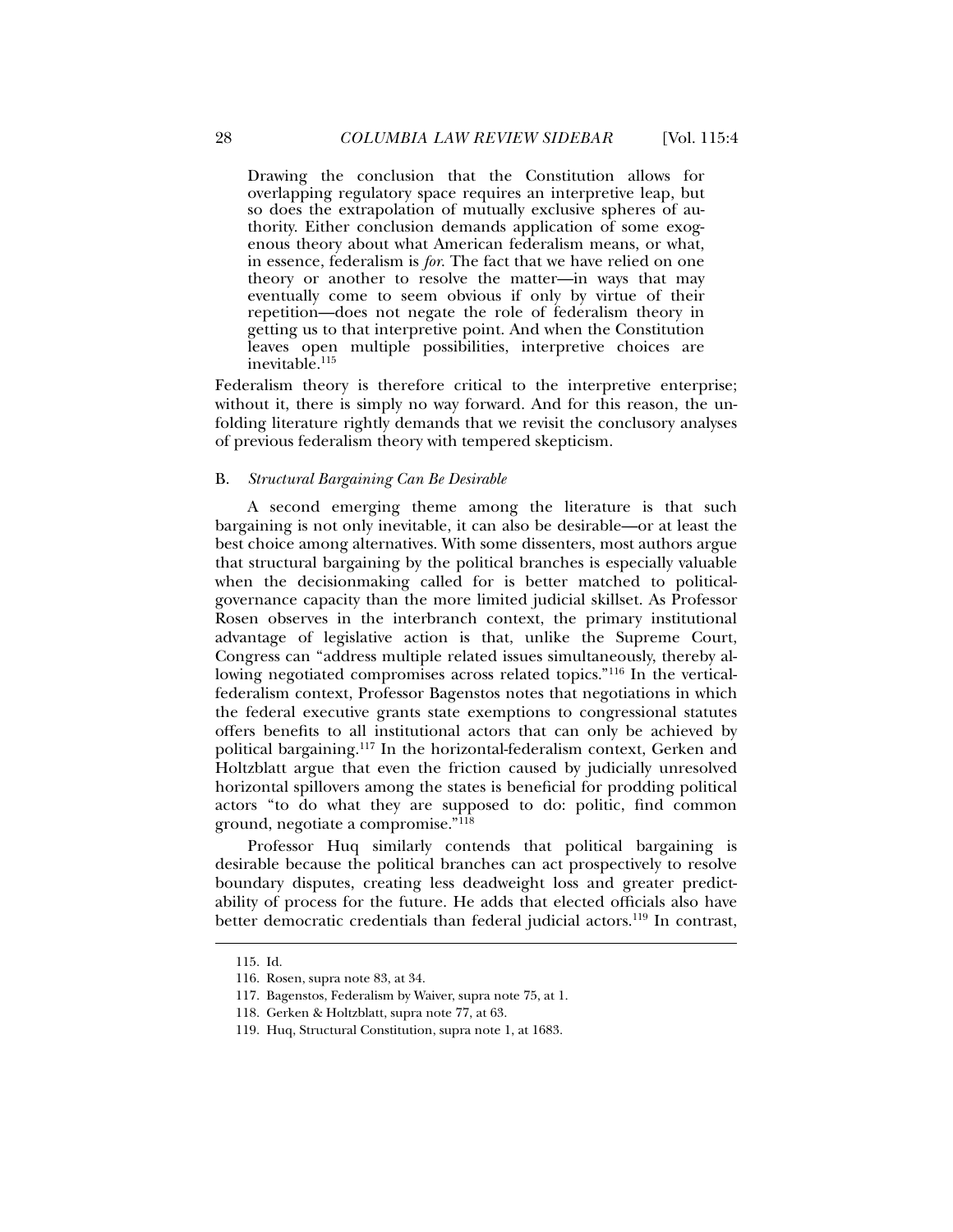> Drawing the conclusion that the Constitution allows for overlapping regulatory space requires an interpretive leap, but so does the extrapolation of mutually exclusive spheres of authority. Either conclusion demands application of some exogenous theory about what American federalism means, or what, in essence, federalism is *for*. The fact that we have relied on one theory or another to resolve the matter—in ways that may eventually come to seem obvious if only by virtue of their repetition—does not negate the role of federalism theory in getting us to that interpretive point. And when the Constitution leaves open multiple possibilities, interpretive choices are inevitable.[115]

Federalism theory is therefore critical to the interpretive enterprise; without it, there is simply no way forward. And for this reason, the unfolding literature rightly demands that we revisit the conclusory analyses of previous federalism theory with tempered skepticism.

### B. *Structural Bargaining Can Be Desirable*

A second emerging theme among the literature is that such bargaining is not only inevitable, it can also be desirable—or at least the best choice among alternatives. With some dissenters, most authors argue that structural bargaining by the political branches is especially valuable when the decisionmaking called for is better matched to political-governance capacity than the more limited judicial skillset. As Professor Rosen observes in the interbranch context, the primary institutional advantage of legislative action is that, unlike the Supreme Court, Congress can "address multiple related issues simultaneously, thereby allowing negotiated compromises across related topics."[116] In the vertical-federalism context, Professor Bagenstos notes that negotiations in which the federal executive grants state exemptions to congressional statutes offers benefits to all institutional actors that can only be achieved by political bargaining.[117] In the horizontal-federalism context, Gerken and Holtzblatt argue that even the friction caused by judicially unresolved horizontal spillovers among the states is beneficial for prodding political actors "to do what they are supposed to do: politic, find common ground, negotiate a compromise."[118]

Professor Huq similarly contends that political bargaining is desirable because the political branches can act prospectively to resolve boundary disputes, creating less deadweight loss and greater predictability of process for the future. He adds that elected officials also have better democratic credentials than federal judicial actors.[119] In contrast,

---

115. Id.

116. Rosen, supra note 83, at 34.

117. Bagenstos, Federalism by Waiver, supra note 75, at 1.

118. Gerken & Holtzblatt, supra note 77, at 63.

119. Huq, Structural Constitution, supra note 1, at 1683.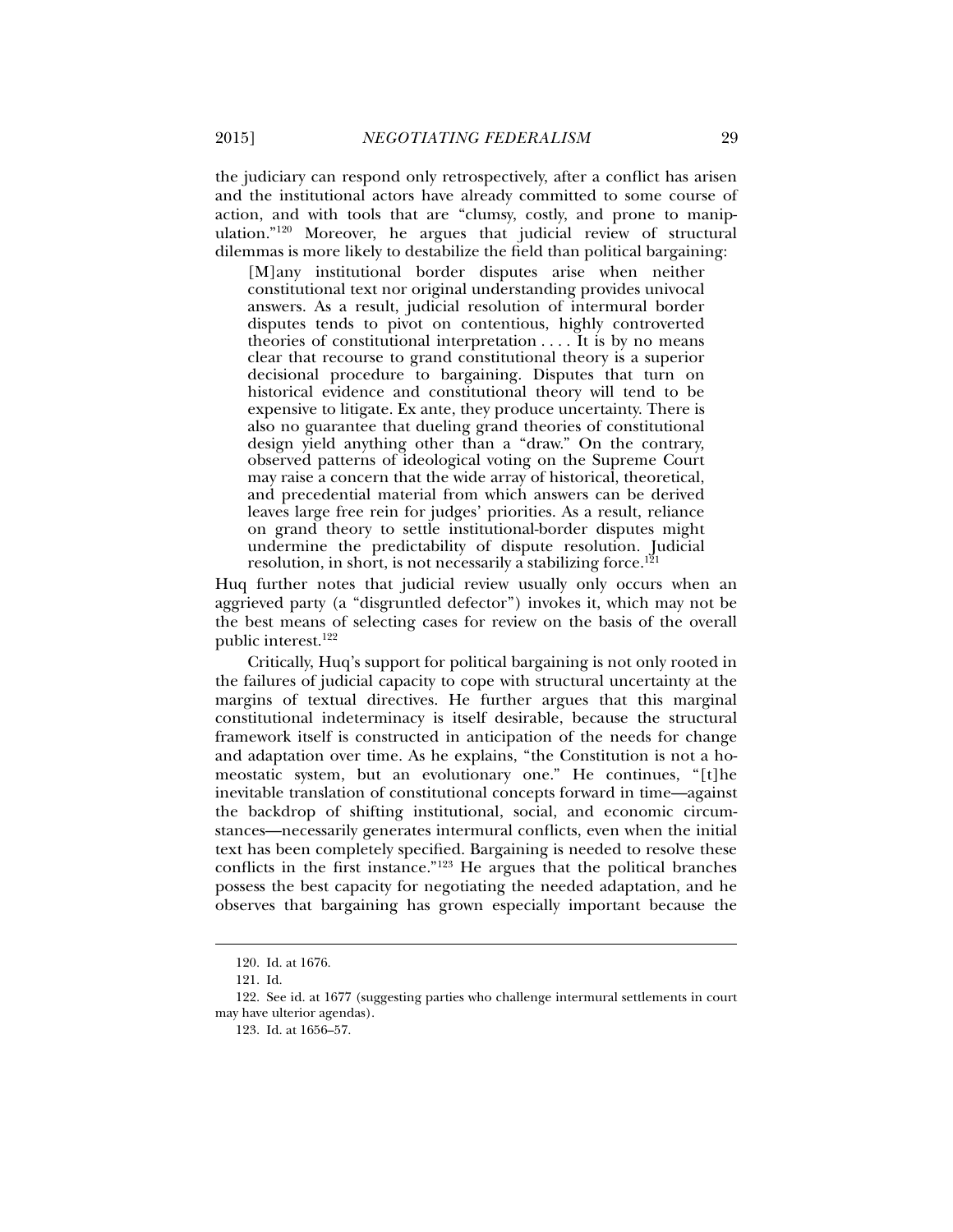the judiciary can respond only retrospectively, after a conflict has arisen and the institutional actors have already committed to some course of action, and with tools that are "clumsy, costly, and prone to manipulation."[120] Moreover, he argues that judicial review of structural dilemmas is more likely to destabilize the field than political bargaining:

> [M]any institutional border disputes arise when neither constitutional text nor original understanding provides univocal answers. As a result, judicial resolution of intermural border disputes tends to pivot on contentious, highly controverted theories of constitutional interpretation . . . . It is by no means clear that recourse to grand constitutional theory is a superior decisional procedure to bargaining. Disputes that turn on historical evidence and constitutional theory will tend to be expensive to litigate. Ex ante, they produce uncertainty. There is also no guarantee that dueling grand theories of constitutional design yield anything other than a "draw." On the contrary, observed patterns of ideological voting on the Supreme Court may raise a concern that the wide array of historical, theoretical, and precedential material from which answers can be derived leaves large free rein for judges' priorities. As a result, reliance on grand theory to settle institutional-border disputes might undermine the predictability of dispute resolution. Judicial resolution, in short, is not necessarily a stabilizing force.[121]

Huq further notes that judicial review usually only occurs when an aggrieved party (a "disgruntled defector") invokes it, which may not be the best means of selecting cases for review on the basis of the overall public interest.[122]

Critically, Huq's support for political bargaining is not only rooted in the failures of judicial capacity to cope with structural uncertainty at the margins of textual directives. He further argues that this marginal constitutional indeterminacy is itself desirable, because the structural framework itself is constructed in anticipation of the needs for change and adaptation over time. As he explains, "the Constitution is not a homeostatic system, but an evolutionary one." He continues, "[t]he inevitable translation of constitutional concepts forward in time—against the backdrop of shifting institutional, social, and economic circumstances—necessarily generates intermural conflicts, even when the initial text has been completely specified. Bargaining is needed to resolve these conflicts in the first instance."[123] He argues that the political branches possess the best capacity for negotiating the needed adaptation, and he observes that bargaining has grown especially important because the

---

120. Id. at 1676.

121. Id.

122. See id. at 1677 (suggesting parties who challenge intermural settlements in court may have ulterior agendas).

123. Id. at 1656–57.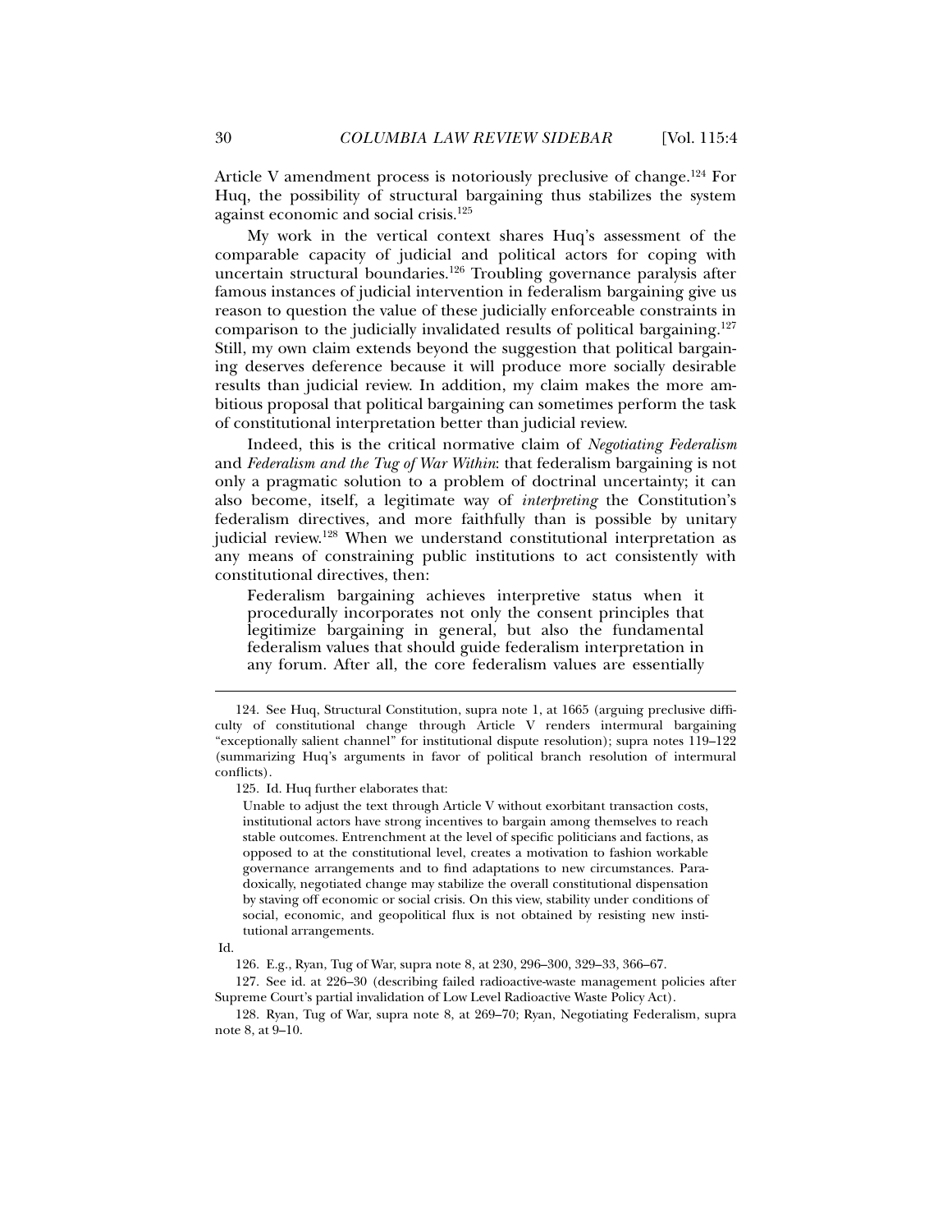Article V amendment process is notoriously preclusive of change.[124] For Huq, the possibility of structural bargaining thus stabilizes the system against economic and social crisis.[125]

My work in the vertical context shares Huq's assessment of the comparable capacity of judicial and political actors for coping with uncertain structural boundaries.[126] Troubling governance paralysis after famous instances of judicial intervention in federalism bargaining give us reason to question the value of these judicially enforceable constraints in comparison to the judicially invalidated results of political bargaining.[127] Still, my own claim extends beyond the suggestion that political bargaining deserves deference because it will produce more socially desirable results than judicial review. In addition, my claim makes the more ambitious proposal that political bargaining can sometimes perform the task of constitutional interpretation better than judicial review.

Indeed, this is the critical normative claim of *Negotiating Federalism* and *Federalism and the Tug of War Within*: that federalism bargaining is not only a pragmatic solution to a problem of doctrinal uncertainty; it can also become, itself, a legitimate way of *interpreting* the Constitution's federalism directives, and more faithfully than is possible by unitary judicial review.[128] When we understand constitutional interpretation as any means of constraining public institutions to act consistently with constitutional directives, then:

> Federalism bargaining achieves interpretive status when it procedurally incorporates not only the consent principles that legitimize bargaining in general, but also the fundamental federalism values that should guide federalism interpretation in any forum. After all, the core federalism values are essentially

---

124. See Huq, Structural Constitution, supra note 1, at 1665 (arguing preclusive difficulty of constitutional change through Article V renders intermural bargaining "exceptionally salient channel" for institutional dispute resolution); supra notes 119–122 (summarizing Huq's arguments in favor of political branch resolution of intermural conflicts).

125. Id. Huq further elaborates that:

> Unable to adjust the text through Article V without exorbitant transaction costs, institutional actors have strong incentives to bargain among themselves to reach stable outcomes. Entrenchment at the level of specific politicians and factions, as opposed to at the constitutional level, creates a motivation to fashion workable governance arrangements and to find adaptations to new circumstances. Paradoxically, negotiated change may stabilize the overall constitutional dispensation by staving off economic or social crisis. On this view, stability under conditions of social, economic, and geopolitical flux is not obtained by resisting new institutional arrangements.

Id.

126. E.g., Ryan, Tug of War, supra note 8, at 230, 296–300, 329–33, 366–67.

127. See id. at 226–30 (describing failed radioactive-waste management policies after Supreme Court's partial invalidation of Low Level Radioactive Waste Policy Act).

128. Ryan, Tug of War, supra note 8, at 269–70; Ryan, Negotiating Federalism, supra note 8, at 9–10.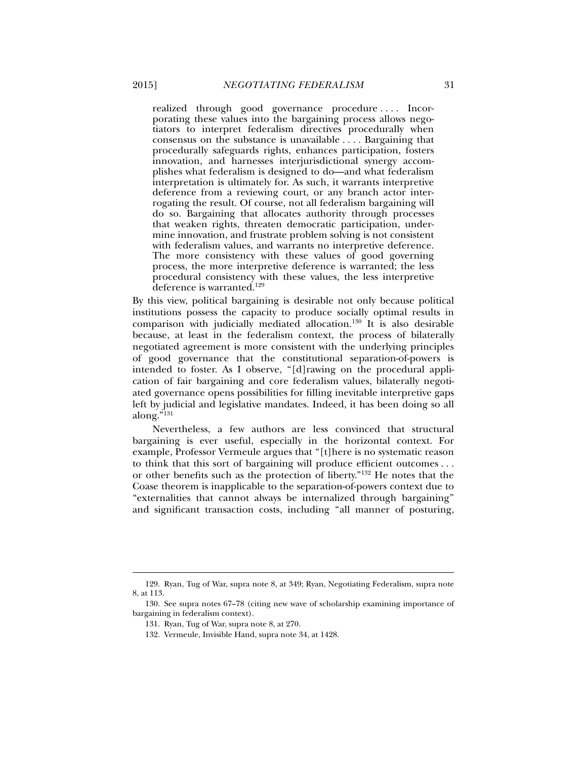> realized through good governance procedure . . . . Incorporating these values into the bargaining process allows negotiators to interpret federalism directives procedurally when consensus on the substance is unavailable . . . . Bargaining that procedurally safeguards rights, enhances participation, fosters innovation, and harnesses interjurisdictional synergy accomplishes what federalism is designed to do—and what federalism interpretation is ultimately for. As such, it warrants interpretive deference from a reviewing court, or any branch actor interrogating the result. Of course, not all federalism bargaining will do so. Bargaining that allocates authority through processes that weaken rights, threaten democratic participation, undermine innovation, and frustrate problem solving is not consistent with federalism values, and warrants no interpretive deference. The more consistency with these values of good governing process, the more interpretive deference is warranted; the less procedural consistency with these values, the less interpretive deference is warranted.[129]

By this view, political bargaining is desirable not only because political institutions possess the capacity to produce socially optimal results in comparison with judicially mediated allocation.[130] It is also desirable because, at least in the federalism context, the process of bilaterally negotiated agreement is more consistent with the underlying principles of good governance that the constitutional separation-of-powers is intended to foster. As I observe, "[d]rawing on the procedural application of fair bargaining and core federalism values, bilaterally negotiated governance opens possibilities for filling inevitable interpretive gaps left by judicial and legislative mandates. Indeed, it has been doing so all along."[131]

Nevertheless, a few authors are less convinced that structural bargaining is ever useful, especially in the horizontal context. For example, Professor Vermeule argues that "[t]here is no systematic reason to think that this sort of bargaining will produce efficient outcomes . . . or other benefits such as the protection of liberty."[132] He notes that the Coase theorem is inapplicable to the separation-of-powers context due to "externalities that cannot always be internalized through bargaining" and significant transaction costs, including "all manner of posturing,

---

129. Ryan, Tug of War, supra note 8, at 349; Ryan, Negotiating Federalism, supra note 8, at 113.

130. See supra notes 67–78 (citing new wave of scholarship examining importance of bargaining in federalism context).

131. Ryan, Tug of War, supra note 8, at 270.

132. Vermeule, Invisible Hand, supra note 34, at 1428.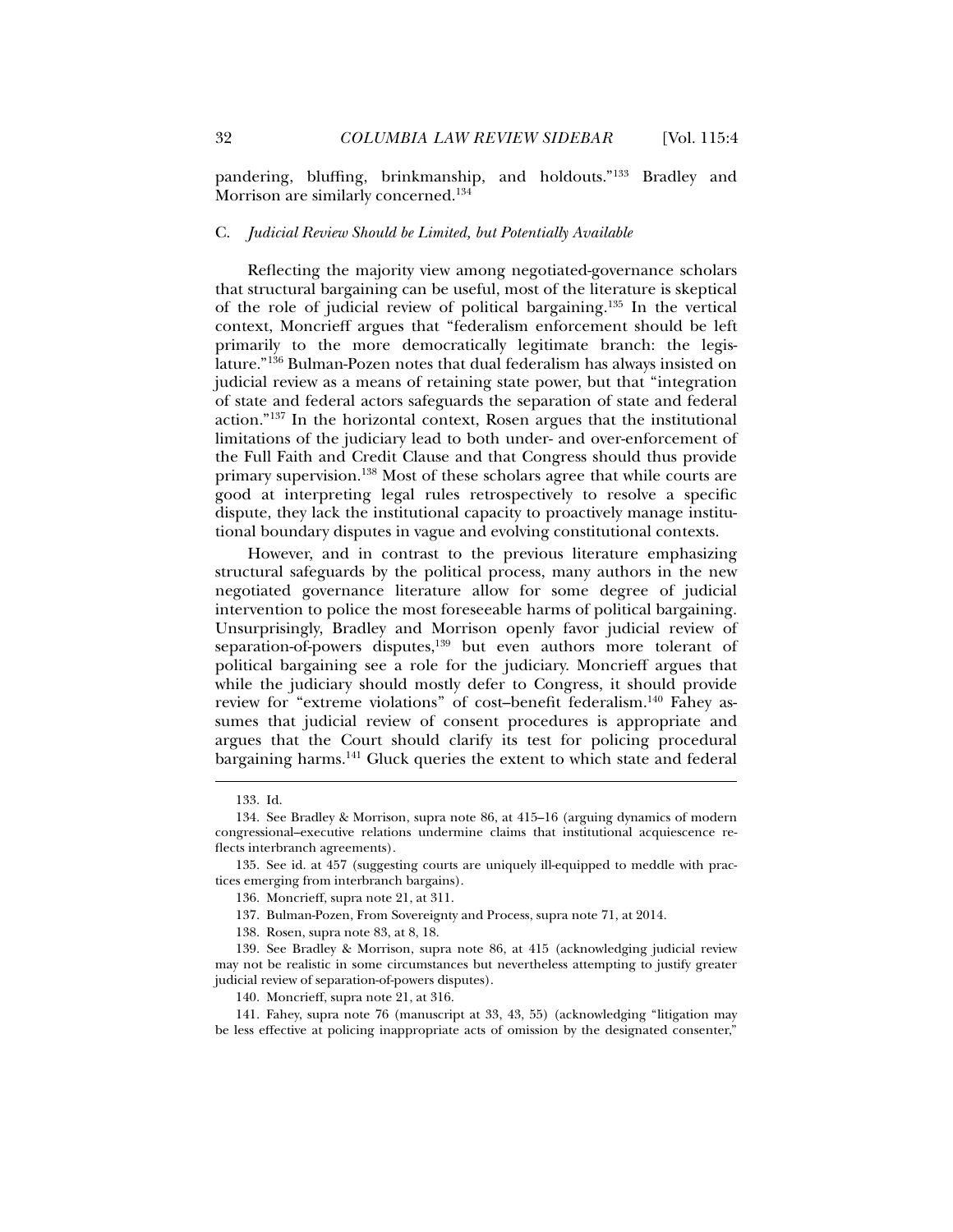pandering, bluffing, brinkmanship, and holdouts."[133] Bradley and Morrison are similarly concerned.[134]

### C. *Judicial Review Should be Limited, but Potentially Available*

Reflecting the majority view among negotiated-governance scholars that structural bargaining can be useful, most of the literature is skeptical of the role of judicial review of political bargaining.[135] In the vertical context, Moncrieff argues that "federalism enforcement should be left primarily to the more democratically legitimate branch: the legislature."[136] Bulman-Pozen notes that dual federalism has always insisted on judicial review as a means of retaining state power, but that "integration of state and federal actors safeguards the separation of state and federal action."[137] In the horizontal context, Rosen argues that the institutional limitations of the judiciary lead to both under- and over-enforcement of the Full Faith and Credit Clause and that Congress should thus provide primary supervision.[138] Most of these scholars agree that while courts are good at interpreting legal rules retrospectively to resolve a specific dispute, they lack the institutional capacity to proactively manage institutional boundary disputes in vague and evolving constitutional contexts.

However, and in contrast to the previous literature emphasizing structural safeguards by the political process, many authors in the new negotiated governance literature allow for some degree of judicial intervention to police the most foreseeable harms of political bargaining. Unsurprisingly, Bradley and Morrison openly favor judicial review of separation-of-powers disputes,[139] but even authors more tolerant of political bargaining see a role for the judiciary. Moncrieff argues that while the judiciary should mostly defer to Congress, it should provide review for "extreme violations" of cost–benefit federalism.[140] Fahey assumes that judicial review of consent procedures is appropriate and argues that the Court should clarify its test for policing procedural bargaining harms.[141] Gluck queries the extent to which state and federal

---

133. Id.

134. See Bradley & Morrison, supra note 86, at 415–16 (arguing dynamics of modern congressional–executive relations undermine claims that institutional acquiescence reflects interbranch agreements).

135. See id. at 457 (suggesting courts are uniquely ill-equipped to meddle with practices emerging from interbranch bargains).

136. Moncrieff, supra note 21, at 311.

137. Bulman-Pozen, From Sovereignty and Process, supra note 71, at 2014.

138. Rosen, supra note 83, at 8, 18.

139. See Bradley & Morrison, supra note 86, at 415 (acknowledging judicial review may not be realistic in some circumstances but nevertheless attempting to justify greater judicial review of separation-of-powers disputes).

140. Moncrieff, supra note 21, at 316.

141. Fahey, supra note 76 (manuscript at 33, 43, 55) (acknowledging "litigation may be less effective at policing inappropriate acts of omission by the designated consenter,"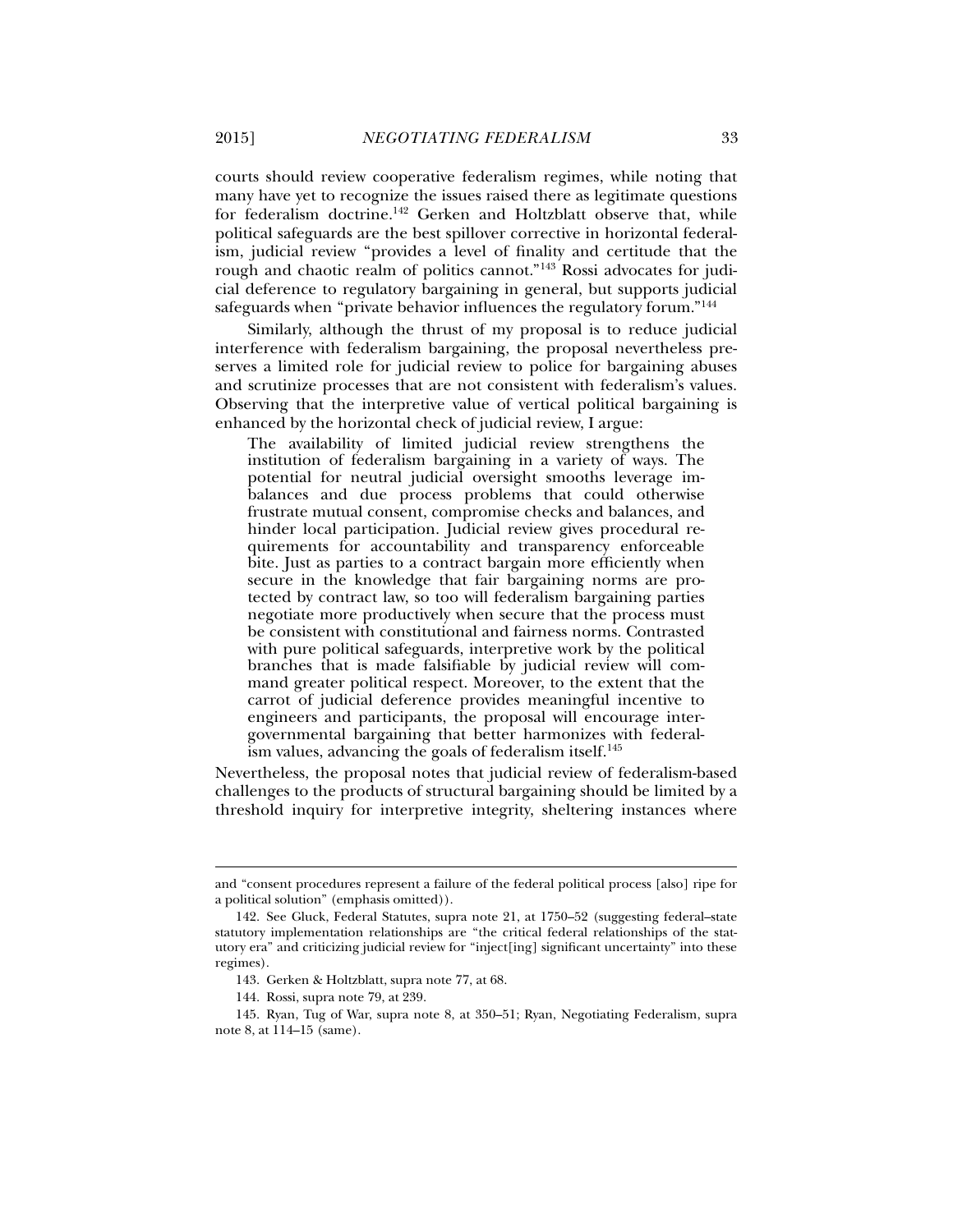courts should review cooperative federalism regimes, while noting that many have yet to recognize the issues raised there as legitimate questions for federalism doctrine.[142] Gerken and Holtzblatt observe that, while political safeguards are the best spillover corrective in horizontal federalism, judicial review "provides a level of finality and certitude that the rough and chaotic realm of politics cannot."[143] Rossi advocates for judicial deference to regulatory bargaining in general, but supports judicial safeguards when "private behavior influences the regulatory forum."[144]

Similarly, although the thrust of my proposal is to reduce judicial interference with federalism bargaining, the proposal nevertheless preserves a limited role for judicial review to police for bargaining abuses and scrutinize processes that are not consistent with federalism's values. Observing that the interpretive value of vertical political bargaining is enhanced by the horizontal check of judicial review, I argue:

> The availability of limited judicial review strengthens the institution of federalism bargaining in a variety of ways. The potential for neutral judicial oversight smooths leverage imbalances and due process problems that could otherwise frustrate mutual consent, compromise checks and balances, and hinder local participation. Judicial review gives procedural requirements for accountability and transparency enforceable bite. Just as parties to a contract bargain more efficiently when secure in the knowledge that fair bargaining norms are protected by contract law, so too will federalism bargaining parties negotiate more productively when secure that the process must be consistent with constitutional and fairness norms. Contrasted with pure political safeguards, interpretive work by the political branches that is made falsifiable by judicial review will command greater political respect. Moreover, to the extent that the carrot of judicial deference provides meaningful incentive to engineers and participants, the proposal will encourage intergovernmental bargaining that better harmonizes with federalism values, advancing the goals of federalism itself.[145]

Nevertheless, the proposal notes that judicial review of federalism-based challenges to the products of structural bargaining should be limited by a threshold inquiry for interpretive integrity, sheltering instances where

---

and "consent procedures represent a failure of the federal political process [also] ripe for a political solution" (emphasis omitted)).

142. See Gluck, Federal Statutes, supra note 21, at 1750–52 (suggesting federal–state statutory implementation relationships are "the critical federal relationships of the statutory era" and criticizing judicial review for "inject[ing] significant uncertainty" into these regimes).

143. Gerken & Holtzblatt, supra note 77, at 68.

144. Rossi, supra note 79, at 239.

145. Ryan, Tug of War, supra note 8, at 350–51; Ryan, Negotiating Federalism, supra note 8, at 114–15 (same).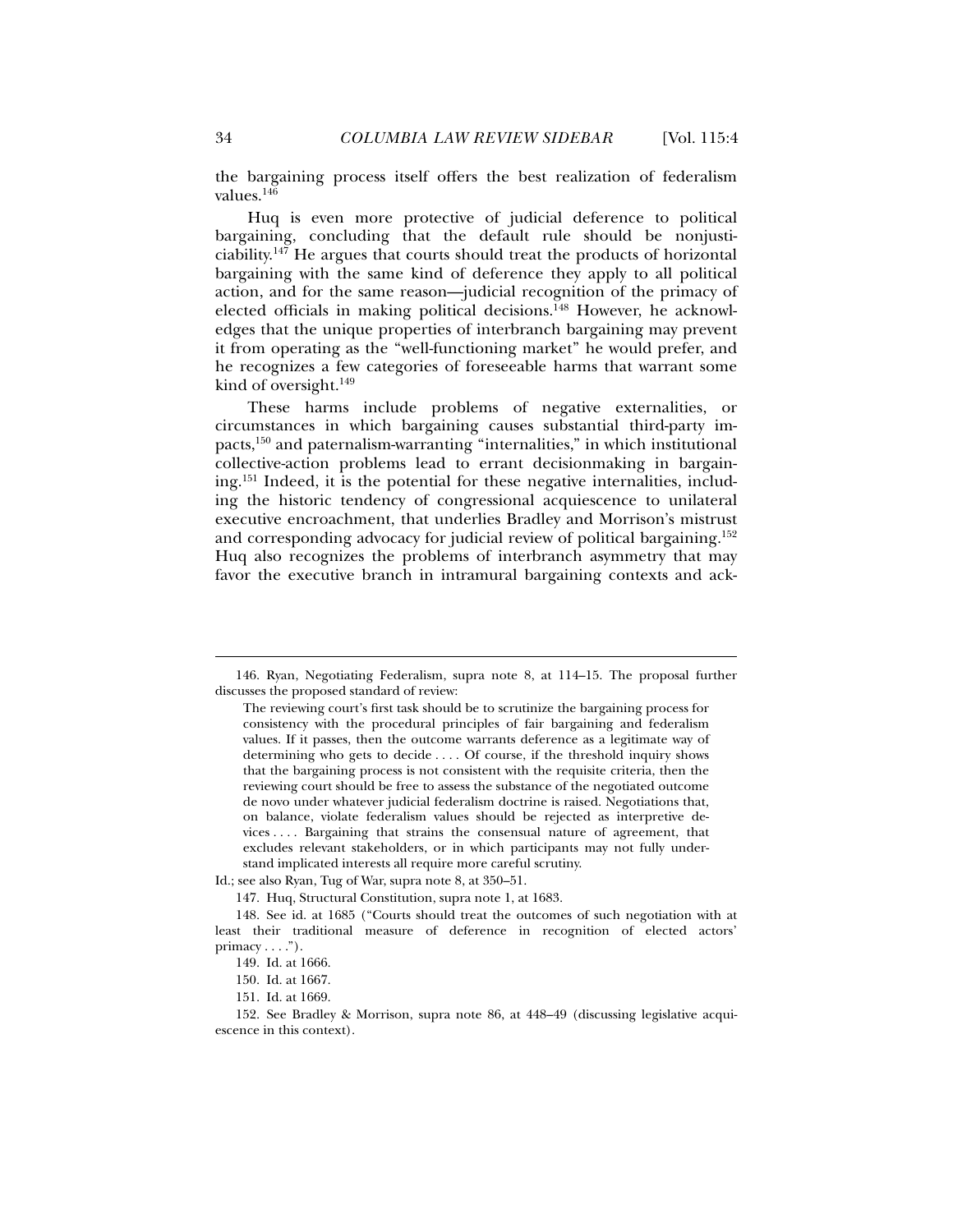the bargaining process itself offers the best realization of federalism values.[146]

Huq is even more protective of judicial deference to political bargaining, concluding that the default rule should be nonjusticiability.[147] He argues that courts should treat the products of horizontal bargaining with the same kind of deference they apply to all political action, and for the same reason—judicial recognition of the primacy of elected officials in making political decisions.[148] However, he acknowledges that the unique properties of interbranch bargaining may prevent it from operating as the "well-functioning market" he would prefer, and he recognizes a few categories of foreseeable harms that warrant some kind of oversight.[149]

These harms include problems of negative externalities, or circumstances in which bargaining causes substantial third-party impacts,[150] and paternalism-warranting "internalities," in which institutional collective-action problems lead to errant decisionmaking in bargaining.[151] Indeed, it is the potential for these negative internalities, including the historic tendency of congressional acquiescence to unilateral executive encroachment, that underlies Bradley and Morrison's mistrust and corresponding advocacy for judicial review of political bargaining.[152] Huq also recognizes the problems of interbranch asymmetry that may favor the executive branch in intramural bargaining contexts and ack-

---

146. Ryan, Negotiating Federalism, supra note 8, at 114–15. The proposal further discusses the proposed standard of review:

> The reviewing court's first task should be to scrutinize the bargaining process for consistency with the procedural principles of fair bargaining and federalism values. If it passes, then the outcome warrants deference as a legitimate way of determining who gets to decide . . . . Of course, if the threshold inquiry shows that the bargaining process is not consistent with the requisite criteria, then the reviewing court should be free to assess the substance of the negotiated outcome de novo under whatever judicial federalism doctrine is raised. Negotiations that, on balance, violate federalism values should be rejected as interpretive devices . . . . Bargaining that strains the consensual nature of agreement, that excludes relevant stakeholders, or in which participants may not fully understand implicated interests all require more careful scrutiny.

Id.; see also Ryan, Tug of War, supra note 8, at 350–51.

147. Huq, Structural Constitution, supra note 1, at 1683.

148. See id. at 1685 ("Courts should treat the outcomes of such negotiation with at least their traditional measure of deference in recognition of elected actors' primacy . . . .").

149. Id. at 1666.

150. Id. at 1667.

151. Id. at 1669.

152. See Bradley & Morrison, supra note 86, at 448–49 (discussing legislative acquiescence in this context).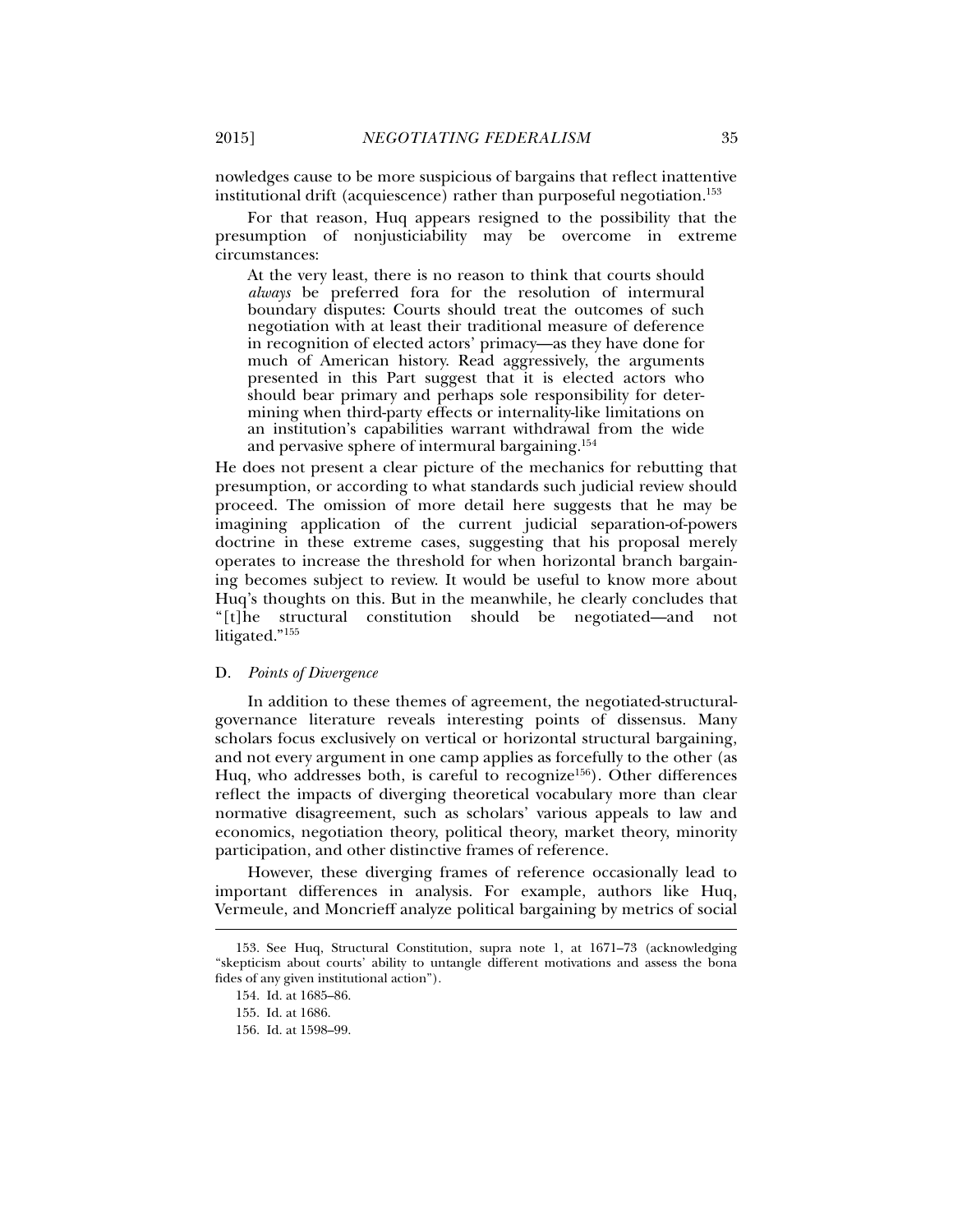nowledges cause to be more suspicious of bargains that reflect inattentive institutional drift (acquiescence) rather than purposeful negotiation.[153]

For that reason, Huq appears resigned to the possibility that the presumption of nonjusticiability may be overcome in extreme circumstances:

> At the very least, there is no reason to think that courts should *always* be preferred fora for the resolution of intermural boundary disputes: Courts should treat the outcomes of such negotiation with at least their traditional measure of deference in recognition of elected actors' primacy—as they have done for much of American history. Read aggressively, the arguments presented in this Part suggest that it is elected actors who should bear primary and perhaps sole responsibility for determining when third-party effects or internality-like limitations on an institution's capabilities warrant withdrawal from the wide and pervasive sphere of intermural bargaining.[154]

He does not present a clear picture of the mechanics for rebutting that presumption, or according to what standards such judicial review should proceed. The omission of more detail here suggests that he may be imagining application of the current judicial separation-of-powers doctrine in these extreme cases, suggesting that his proposal merely operates to increase the threshold for when horizontal branch bargaining becomes subject to review. It would be useful to know more about Huq's thoughts on this. But in the meanwhile, he clearly concludes that "[t]he structural constitution should be negotiated—and not litigated."[155]

### D. *Points of Divergence*

In addition to these themes of agreement, the negotiated-structural-governance literature reveals interesting points of dissensus. Many scholars focus exclusively on vertical or horizontal structural bargaining, and not every argument in one camp applies as forcefully to the other (as Huq, who addresses both, is careful to recognize[156]). Other differences reflect the impacts of diverging theoretical vocabulary more than clear normative disagreement, such as scholars' various appeals to law and economics, negotiation theory, political theory, market theory, minority participation, and other distinctive frames of reference.

However, these diverging frames of reference occasionally lead to important differences in analysis. For example, authors like Huq, Vermeule, and Moncrieff analyze political bargaining by metrics of social

---

153. See Huq, Structural Constitution, supra note 1, at 1671–73 (acknowledging "skepticism about courts' ability to untangle different motivations and assess the bona fides of any given institutional action").

154. Id. at 1685–86.

155. Id. at 1686.

156. Id. at 1598–99.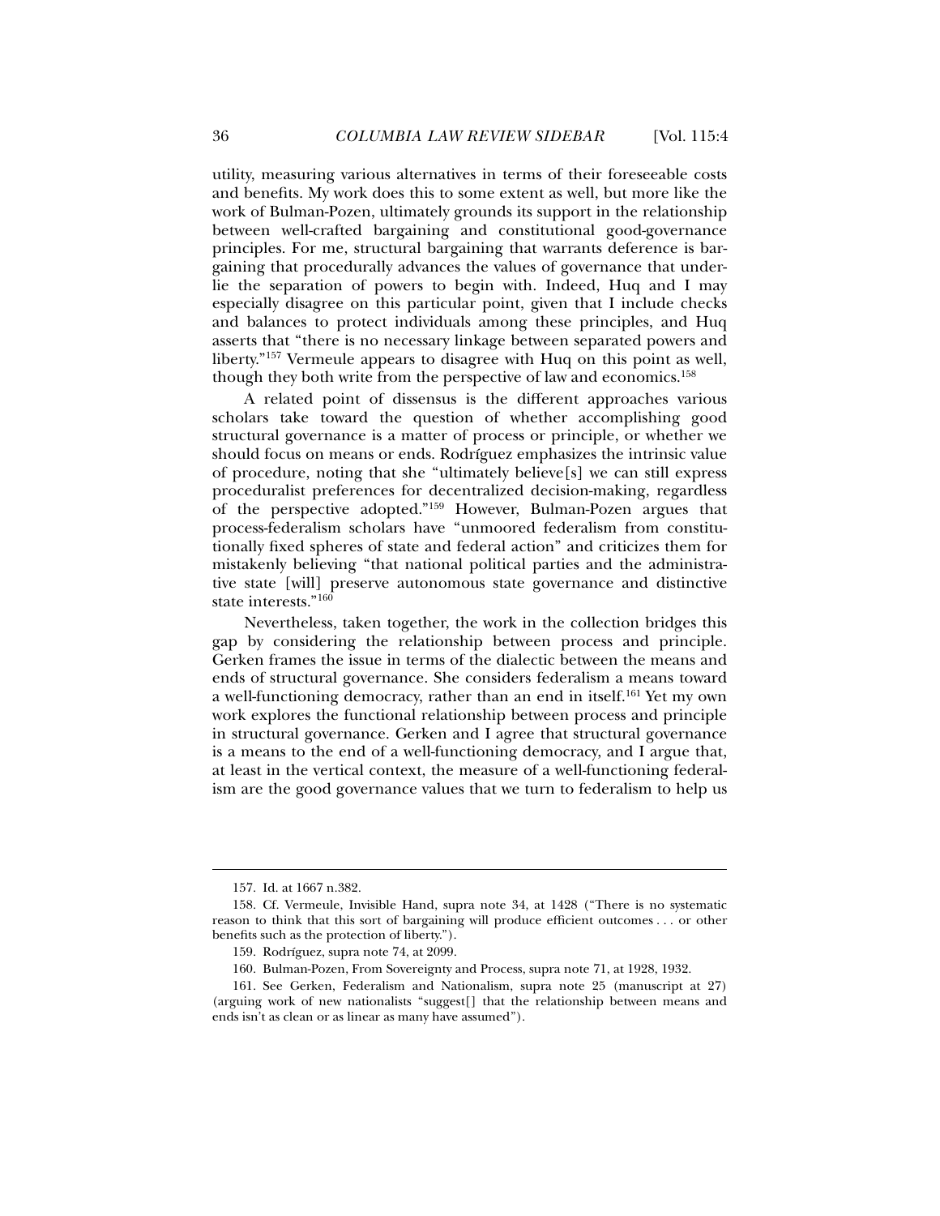utility, measuring various alternatives in terms of their foreseeable costs and benefits. My work does this to some extent as well, but more like the work of Bulman-Pozen, ultimately grounds its support in the relationship between well-crafted bargaining and constitutional good-governance principles. For me, structural bargaining that warrants deference is bargaining that procedurally advances the values of governance that underlie the separation of powers to begin with. Indeed, Huq and I may especially disagree on this particular point, given that I include checks and balances to protect individuals among these principles, and Huq asserts that "there is no necessary linkage between separated powers and liberty."[157] Vermeule appears to disagree with Huq on this point as well, though they both write from the perspective of law and economics.[158]

A related point of dissensus is the different approaches various scholars take toward the question of whether accomplishing good structural governance is a matter of process or principle, or whether we should focus on means or ends. Rodríguez emphasizes the intrinsic value of procedure, noting that she "ultimately believe[s] we can still express proceduralist preferences for decentralized decision-making, regardless of the perspective adopted."[159] However, Bulman-Pozen argues that process-federalism scholars have "unmoored federalism from constitutionally fixed spheres of state and federal action" and criticizes them for mistakenly believing "that national political parties and the administrative state [will] preserve autonomous state governance and distinctive state interests."[160]

Nevertheless, taken together, the work in the collection bridges this gap by considering the relationship between process and principle. Gerken frames the issue in terms of the dialectic between the means and ends of structural governance. She considers federalism a means toward a well-functioning democracy, rather than an end in itself.[161] Yet my own work explores the functional relationship between process and principle in structural governance. Gerken and I agree that structural governance is a means to the end of a well-functioning democracy, and I argue that, at least in the vertical context, the measure of a well-functioning federalism are the good governance values that we turn to federalism to help us

---

157. Id. at 1667 n.382.

158. Cf. Vermeule, Invisible Hand, supra note 34, at 1428 ("There is no systematic reason to think that this sort of bargaining will produce efficient outcomes . . . or other benefits such as the protection of liberty.").

159. Rodríguez, supra note 74, at 2099.

160. Bulman-Pozen, From Sovereignty and Process, supra note 71, at 1928, 1932.

161. See Gerken, Federalism and Nationalism, supra note 25 (manuscript at 27) (arguing work of new nationalists "suggest[] that the relationship between means and ends isn't as clean or as linear as many have assumed").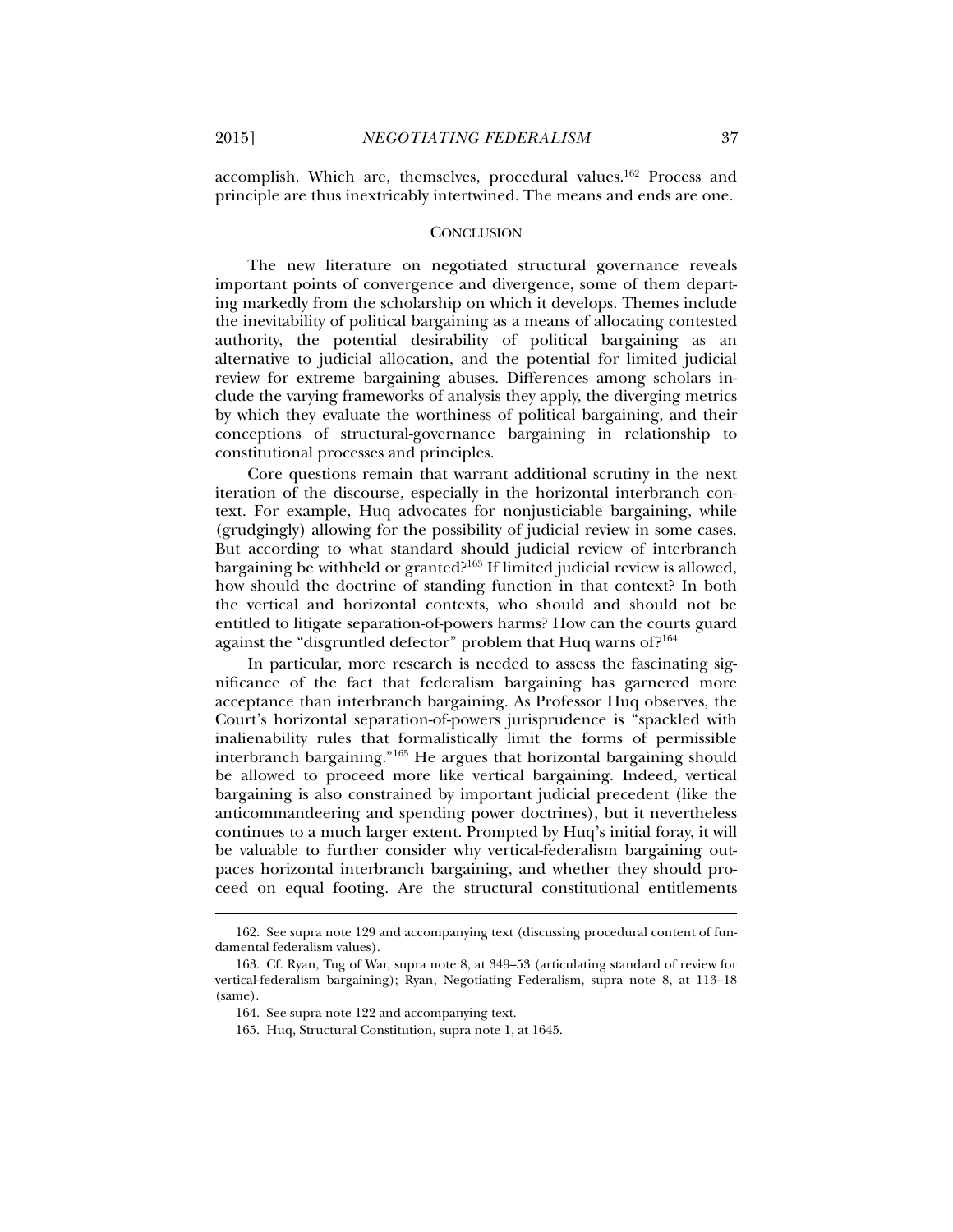accomplish. Which are, themselves, procedural values.[162] Process and principle are thus inextricably intertwined. The means and ends are one.

## CONCLUSION

The new literature on negotiated structural governance reveals important points of convergence and divergence, some of them departing markedly from the scholarship on which it develops. Themes include the inevitability of political bargaining as a means of allocating contested authority, the potential desirability of political bargaining as an alternative to judicial allocation, and the potential for limited judicial review for extreme bargaining abuses. Differences among scholars include the varying frameworks of analysis they apply, the diverging metrics by which they evaluate the worthiness of political bargaining, and their conceptions of structural-governance bargaining in relationship to constitutional processes and principles.

Core questions remain that warrant additional scrutiny in the next iteration of the discourse, especially in the horizontal interbranch context. For example, Huq advocates for nonjusticiable bargaining, while (grudgingly) allowing for the possibility of judicial review in some cases. But according to what standard should judicial review of interbranch bargaining be withheld or granted?[163] If limited judicial review is allowed, how should the doctrine of standing function in that context? In both the vertical and horizontal contexts, who should and should not be entitled to litigate separation-of-powers harms? How can the courts guard against the "disgruntled defector" problem that Huq warns of?[164]

In particular, more research is needed to assess the fascinating significance of the fact that federalism bargaining has garnered more acceptance than interbranch bargaining. As Professor Huq observes, the Court's horizontal separation-of-powers jurisprudence is "spackled with inalienability rules that formalistically limit the forms of permissible interbranch bargaining."[165] He argues that horizontal bargaining should be allowed to proceed more like vertical bargaining. Indeed, vertical bargaining is also constrained by important judicial precedent (like the anticommandeering and spending power doctrines), but it nevertheless continues to a much larger extent. Prompted by Huq's initial foray, it will be valuable to further consider why vertical-federalism bargaining outpaces horizontal interbranch bargaining, and whether they should proceed on equal footing. Are the structural constitutional entitlements

---

162. See supra note 129 and accompanying text (discussing procedural content of fundamental federalism values).

163. Cf. Ryan, Tug of War, supra note 8, at 349–53 (articulating standard of review for vertical-federalism bargaining); Ryan, Negotiating Federalism, supra note 8, at 113–18 (same).

164. See supra note 122 and accompanying text.

165. Huq, Structural Constitution, supra note 1, at 1645.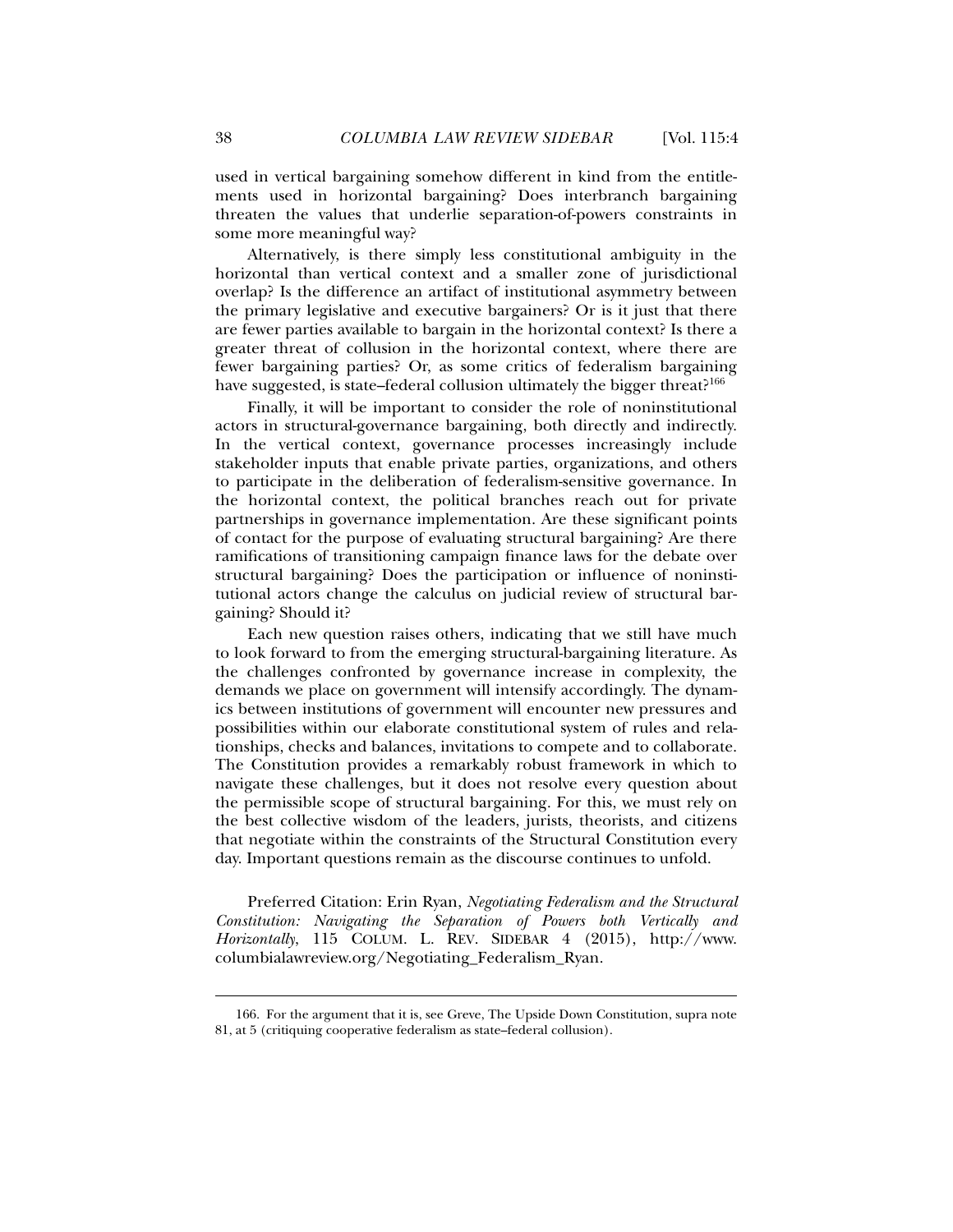used in vertical bargaining somehow different in kind from the entitlements used in horizontal bargaining? Does interbranch bargaining threaten the values that underlie separation-of-powers constraints in some more meaningful way?

Alternatively, is there simply less constitutional ambiguity in the horizontal than vertical context and a smaller zone of jurisdictional overlap? Is the difference an artifact of institutional asymmetry between the primary legislative and executive bargainers? Or is it just that there are fewer parties available to bargain in the horizontal context? Is there a greater threat of collusion in the horizontal context, where there are fewer bargaining parties? Or, as some critics of federalism bargaining have suggested, is state–federal collusion ultimately the bigger threat?[166]

Finally, it will be important to consider the role of noninstitutional actors in structural-governance bargaining, both directly and indirectly. In the vertical context, governance processes increasingly include stakeholder inputs that enable private parties, organizations, and others to participate in the deliberation of federalism-sensitive governance. In the horizontal context, the political branches reach out for private partnerships in governance implementation. Are these significant points of contact for the purpose of evaluating structural bargaining? Are there ramifications of transitioning campaign finance laws for the debate over structural bargaining? Does the participation or influence of noninstitutional actors change the calculus on judicial review of structural bargaining? Should it?

Each new question raises others, indicating that we still have much to look forward to from the emerging structural-bargaining literature. As the challenges confronted by governance increase in complexity, the demands we place on government will intensify accordingly. The dynamics between institutions of government will encounter new pressures and possibilities within our elaborate constitutional system of rules and relationships, checks and balances, invitations to compete and to collaborate. The Constitution provides a remarkably robust framework in which to navigate these challenges, but it does not resolve every question about the permissible scope of structural bargaining. For this, we must rely on the best collective wisdom of the leaders, jurists, theorists, and citizens that negotiate within the constraints of the Structural Constitution every day. Important questions remain as the discourse continues to unfold.

Preferred Citation: Erin Ryan, *Negotiating Federalism and the Structural Constitution: Navigating the Separation of Powers both Vertically and Horizontally*, 115 COLUM. L. REV. SIDEBAR 4 (2015), http://www.columbialawreview.org/Negotiating_Federalism_Ryan.

---

166. For the argument that it is, see Greve, The Upside Down Constitution, supra note 81, at 5 (critiquing cooperative federalism as state–federal collusion).